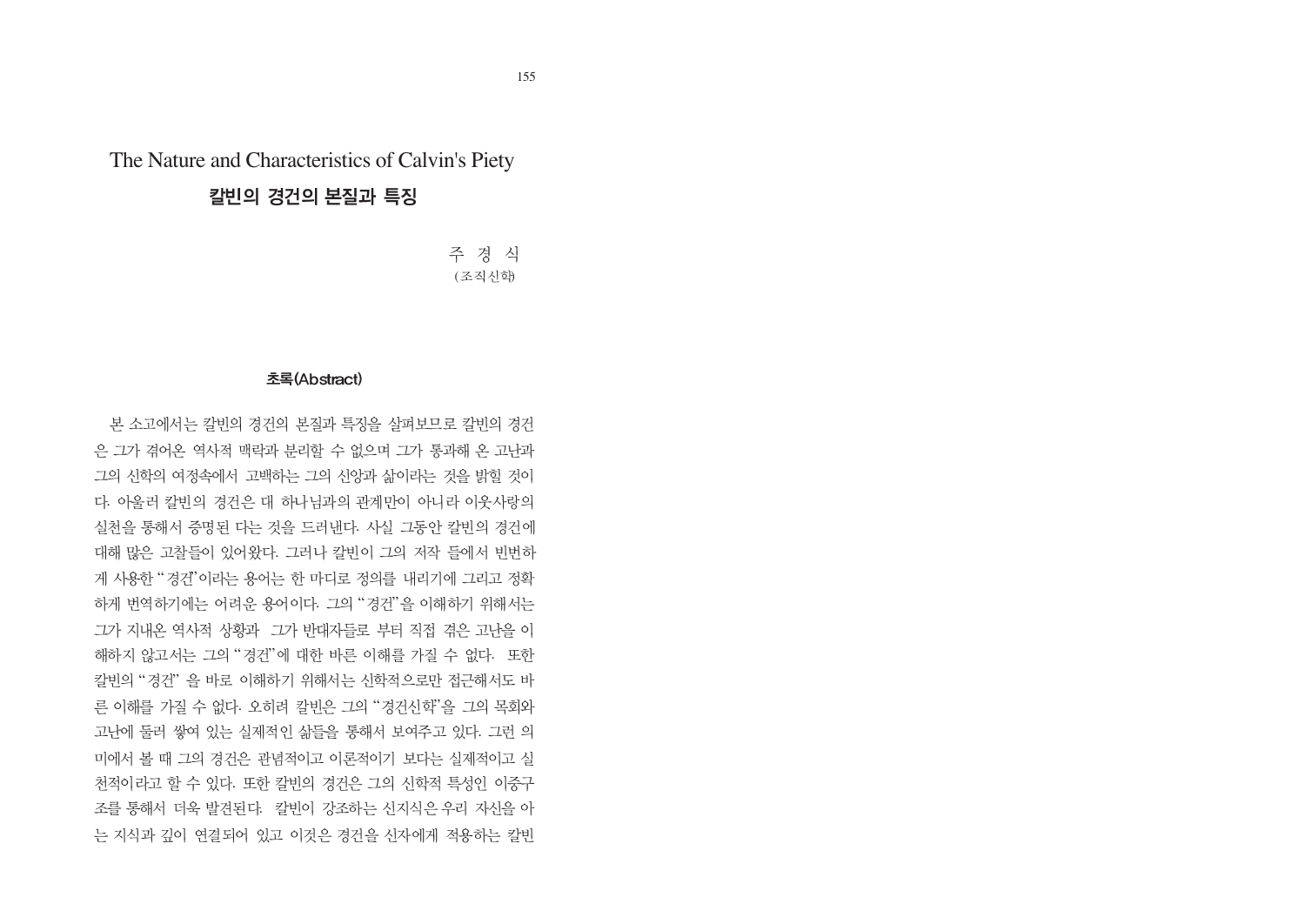# The Nature and Characteristics of Calvin's Piety

## 칼빈의 경건의 본질과 특징

주 경 식
(조직신학)

### 초록(Abstract)

본 소고에서는 칼빈의 경건의 본질과 특징을 살펴보므로 칼빈의 경건은 그가 겪어온 역사적 맥락과 분리할 수 없으며 그가 통과해 온 고난과 그의 신학의 여정속에서 고백하는 그의 신앙과 삶이라는 것을 밝힐 것이다. 아울러 칼빈의 경건은 대 하나님과의 관계만이 아니라 이웃사랑의 실천을 통해서 증명된 다는 것을 드러낸다. 사실 그동안 칼빈의 경건에 대해 많은 고찰들이 있어왔다. 그러나 칼빈이 그의 저작 들에서 빈번하게 사용한 "경건"이라는 용어는 한 마디로 정의를 내리기에 그리고 정확하게 번역하기에는 어려운 용어이다. 그의 "경건"을 이해하기 위해서는 그가 지내온 역사적 상황과 그가 반대자들로 부터 직접 겪은 고난을 이해하지 않고서는 그의 "경건"에 대한 바른 이해를 가질 수 없다. 또한 칼빈의 "경건" 을 바로 이해하기 위해서는 신학적으로만 접근해서도 바른 이해를 가질 수 없다. 오히려 칼빈은 그의 "경건신학"을 그의 목회와 고난에 둘러 쌓여 있는 실제적인 삶들을 통해서 보여주고 있다. 그런 의미에서 볼 때 그의 경건은 관념적이고 이론적이기 보다는 실제적이고 실천적이라고 할 수 있다. 또한 칼빈의 경건은 그의 신학적 특성인 이중구조를 통해서 더욱 발견된다. 칼빈이 강조하는 신지식은 우리 자신을 아는 지식과 깊이 연결되어 있고 이것은 경건을 신자에게 적용하는 칼빈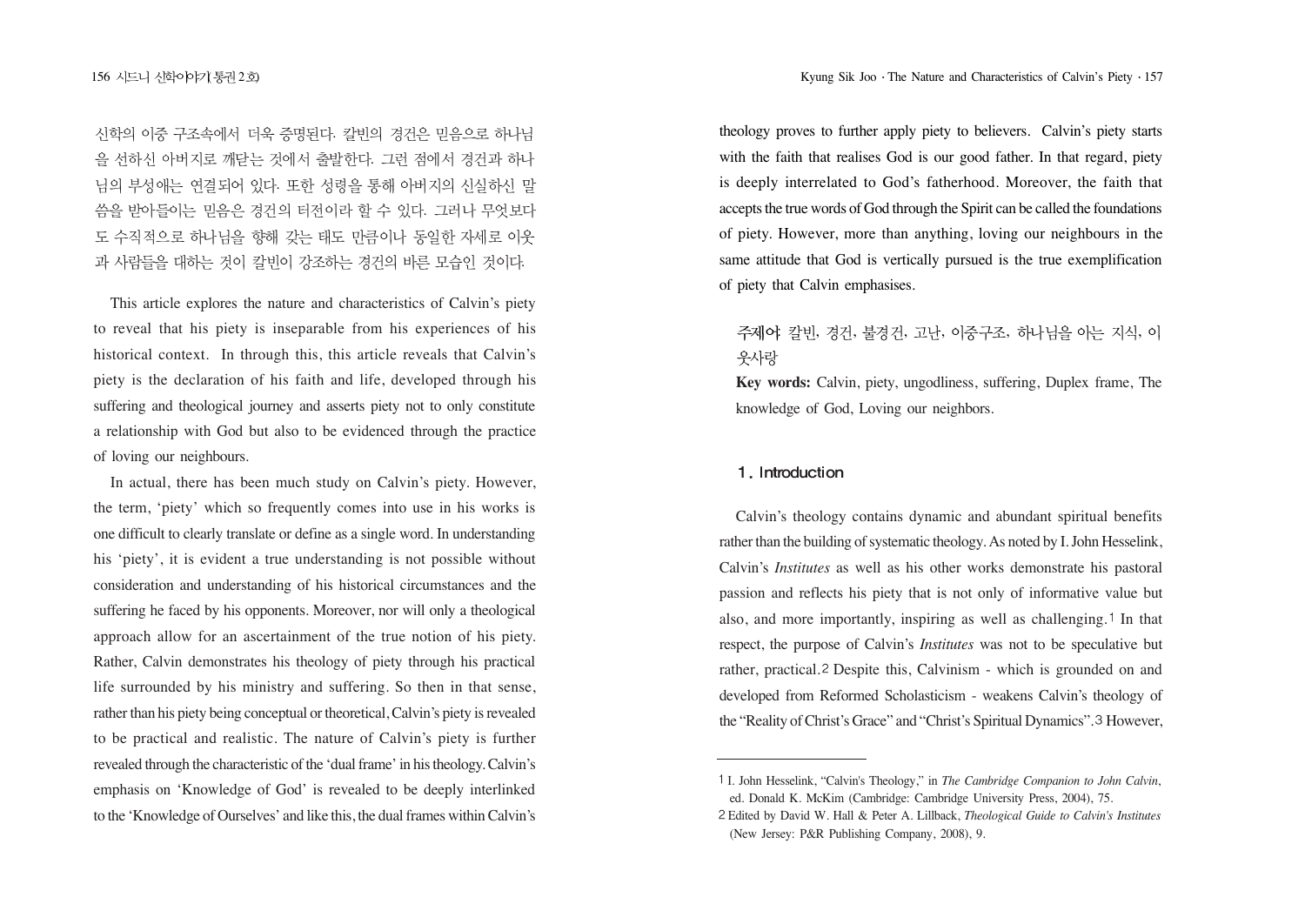신학의 이중 구조속에서 더욱 증명된다. 칼빈의 경건은 믿음으로 하나님을 선하신 아버지로 깨닫는 것에서 출발한다. 그런 점에서 경건과 하나님의 부성애는 연결되어 있다. 또한 성령을 통해 아버지의 신실하신 말씀을 받아들이는 믿음은 경건의 터전이라 할 수 있다. 그러나 무엇보다도 수직적으로 하나님을 향해 갖는 태도 만큼이나 동일한 자세로 이웃과 사람들을 대하는 것이 칼빈이 강조하는 경건의 바른 모습인 것이다.

This article explores the nature and characteristics of Calvin's piety to reveal that his piety is inseparable from his experiences of his historical context. In through this, this article reveals that Calvin's piety is the declaration of his faith and life, developed through his suffering and theological journey and asserts piety not to only constitute a relationship with God but also to be evidenced through the practice of loving our neighbours.

In actual, there has been much study on Calvin's piety. However, the term, 'piety' which so frequently comes into use in his works is one difficult to clearly translate or define as a single word. In understanding his 'piety', it is evident a true understanding is not possible without consideration and understanding of his historical circumstances and the suffering he faced by his opponents. Moreover, nor will only a theological approach allow for an ascertainment of the true notion of his piety. Rather, Calvin demonstrates his theology of piety through his practical life surrounded by his ministry and suffering. So then in that sense, rather than his piety being conceptual or theoretical, Calvin's piety is revealed to be practical and realistic. The nature of Calvin's piety is further revealed through the characteristic of the 'dual frame' in his theology. Calvin's emphasis on 'Knowledge of God' is revealed to be deeply interlinked to the 'Knowledge of Ourselves' and like this, the dual frames within Calvin's theology proves to further apply piety to believers. Calvin's piety starts with the faith that realises God is our good father. In that regard, piety is deeply interrelated to God's fatherhood. Moreover, the faith that accepts the true words of God through the Spirit can be called the foundations of piety. However, more than anything, loving our neighbours in the same attitude that God is vertically pursued is the true exemplification of piety that Calvin emphasises.

주제어: 칼빈, 경건, 불경건, 고난, 이중구조, 하나님을 아는 지식, 이웃사랑

**Key words:** Calvin, piety, ungodliness, suffering, Duplex frame, The knowledge of God, Loving our neighbors.

## 1. Introduction

Calvin's theology contains dynamic and abundant spiritual benefits rather than the building of systematic theology. As noted by I. John Hesselink, Calvin's *Institutes* as well as his other works demonstrate his pastoral passion and reflects his piety that is not only of informative value but also, and more importantly, inspiring as well as challenging.[1] In that respect, the purpose of Calvin's *Institutes* was not to be speculative but rather, practical.[2] Despite this, Calvinism - which is grounded on and developed from Reformed Scholasticism - weakens Calvin's theology of the "Reality of Christ's Grace" and "Christ's Spiritual Dynamics".[3] However,

---

1 I. John Hesselink, "Calvin's Theology," in *The Cambridge Companion to John Calvin*, ed. Donald K. McKim (Cambridge: Cambridge University Press, 2004), 75.

2 Edited by David W. Hall & Peter A. Lillback, *Theological Guide to Calvin's Institutes* (New Jersey: P&R Publishing Company, 2008), 9.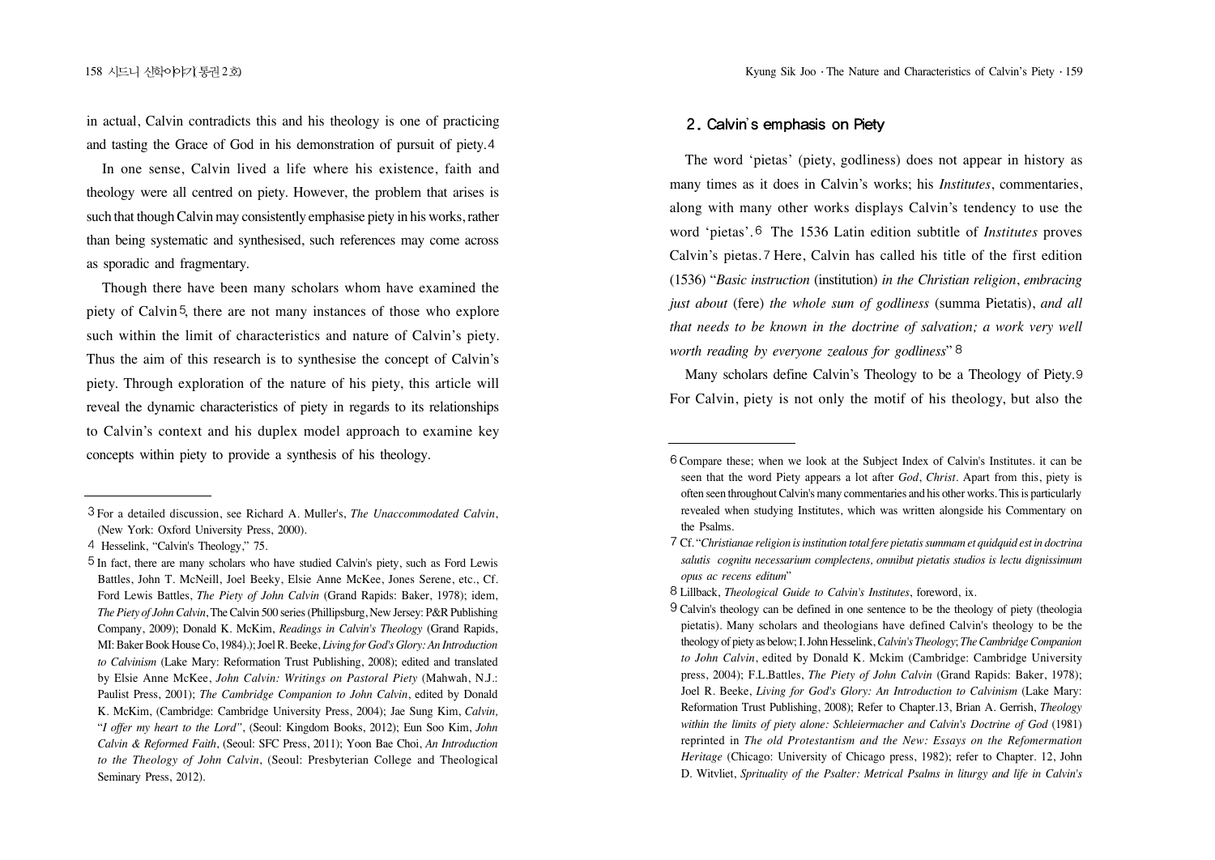in actual, Calvin contradicts this and his theology is one of practicing and tasting the Grace of God in his demonstration of pursuit of piety.[4]

In one sense, Calvin lived a life where his existence, faith and theology were all centred on piety. However, the problem that arises is such that though Calvin may consistently emphasise piety in his works, rather than being systematic and synthesised, such references may come across as sporadic and fragmentary.

Though there have been many scholars whom have examined the piety of Calvin[5], there are not many instances of those who explore such within the limit of characteristics and nature of Calvin's piety. Thus the aim of this research is to synthesise the concept of Calvin's piety. Through exploration of the nature of his piety, this article will reveal the dynamic characteristics of piety in regards to its relationships to Calvin's context and his duplex model approach to examine key concepts within piety to provide a synthesis of his theology.

[3] For a detailed discussion, see Richard A. Muller's, *The Unaccommodated Calvin*, (New York: Oxford University Press, 2000).

[4] Hesselink, "Calvin's Theology," 75.

[5] In fact, there are many scholars who have studied Calvin's piety, such as Ford Lewis Battles, John T. McNeill, Joel Beeky, Elsie Anne McKee, Jones Serene, etc., Cf. Ford Lewis Battles, *The Piety of John Calvin* (Grand Rapids: Baker, 1978); idem, *The Piety of John Calvin*, The Calvin 500 series (Phillipsburg, New Jersey: P&R Publishing Company, 2009); Donald K. McKim, *Readings in Calvin's Theology* (Grand Rapids, MI: Baker Book House Co, 1984).); Joel R. Beeke, *Living for God's Glory: An Introduction to Calvinism* (Lake Mary: Reformation Trust Publishing, 2008); edited and translated by Elsie Anne McKee, *John Calvin: Writings on Pastoral Piety* (Mahwah, N.J.: Paulist Press, 2001); *The Cambridge Companion to John Calvin*, edited by Donald K. McKim, (Cambridge: Cambridge University Press, 2004); Jae Sung Kim, *Calvin, "I offer my heart to the Lord"*, (Seoul: Kingdom Books, 2012); Eun Soo Kim, *John Calvin & Reformed Faith*, (Seoul: SFC Press, 2011); Yoon Bae Choi, *An Introduction to the Theology of John Calvin*, (Seoul: Presbyterian College and Theological Seminary Press, 2012).

## 2. Calvin's emphasis on Piety

The word 'pietas' (piety, godliness) does not appear in history as many times as it does in Calvin's works; his *Institutes*, commentaries, along with many other works displays Calvin's tendency to use the word 'pietas'.[6] The 1536 Latin edition subtitle of *Institutes* proves Calvin's pietas.[7] Here, Calvin has called his title of the first edition (1536) "*Basic instruction* (institution) *in the Christian religion*, *embracing just about* (fere) *the whole sum of godliness* (summa Pietatis), *and all that needs to be known in the doctrine of salvation; a work very well worth reading by everyone zealous for godliness*"[8]

Many scholars define Calvin's Theology to be a Theology of Piety.[9] For Calvin, piety is not only the motif of his theology, but also the

[6] Compare these; when we look at the Subject Index of Calvin's Institutes. it can be seen that the word Piety appears a lot after *God*, *Christ*. Apart from this, piety is often seen throughout Calvin's many commentaries and his other works. This is particularly revealed when studying Institutes, which was written alongside his Commentary on the Psalms.

[7] Cf. "*Christianae religion is institution total fere pietatis summam et quidquid est in doctrina salutis cognitu necessarium complectens, omnibut pietatis studios is lectu dignissimum opus ac recens editum*"

[8] Lillback, *Theological Guide to Calvin's Institutes*, foreword, ix.

[9] Calvin's theology can be defined in one sentence to be the theology of piety (theologia pietatis). Many scholars and theologians have defined Calvin's theology to be the theology of piety as below; I. John Hesselink, *Calvin's Theology*; *The Cambridge Companion to John Calvin*, edited by Donald K. Mckim (Cambridge: Cambridge University press, 2004); F.L.Battles, *The Piety of John Calvin* (Grand Rapids: Baker, 1978); Joel R. Beeke, *Living for God's Glory: An Introduction to Calvinism* (Lake Mary: Reformation Trust Publishing, 2008); Refer to Chapter.13, Brian A. Gerrish, *Theology within the limits of piety alone: Schleiermacher and Calvin's Doctrine of God* (1981) reprinted in *The old Protestantism and the New: Essays on the Refomermation Heritage* (Chicago: University of Chicago press, 1982); refer to Chapter. 12, John D. Witvliet, *Sprituality of the Psalter: Metrical Psalms in liturgy and life in Calvin's*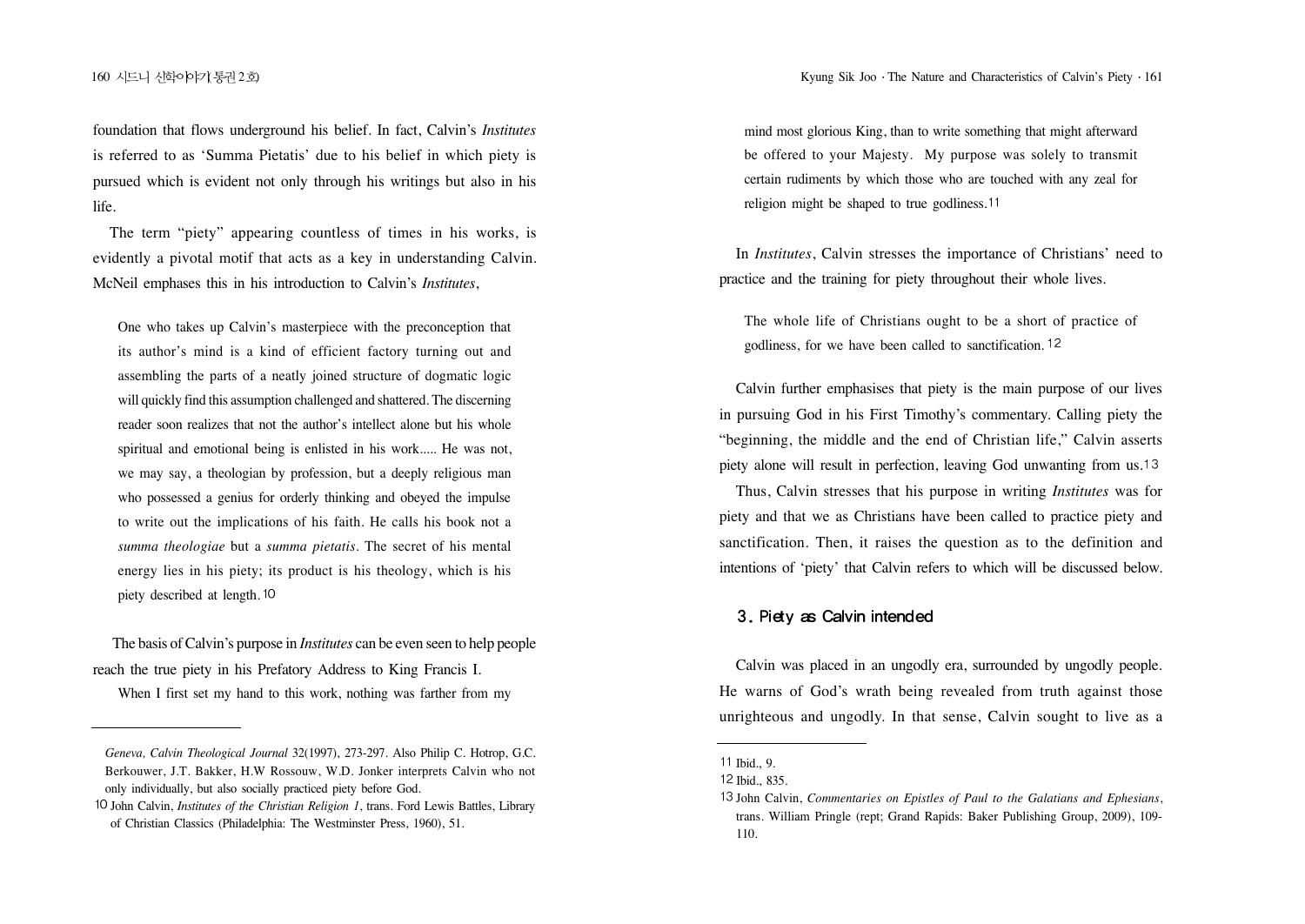foundation that flows underground his belief. In fact, Calvin's *Institutes* is referred to as 'Summa Pietatis' due to his belief in which piety is pursued which is evident not only through his writings but also in his life.

The term "piety" appearing countless of times in his works, is evidently a pivotal motif that acts as a key in understanding Calvin. McNeil emphases this in his introduction to Calvin's *Institutes*,

> One who takes up Calvin's masterpiece with the preconception that its author's mind is a kind of efficient factory turning out and assembling the parts of a neatly joined structure of dogmatic logic will quickly find this assumption challenged and shattered. The discerning reader soon realizes that not the author's intellect alone but his whole spiritual and emotional being is enlisted in his work..... He was not, we may say, a theologian by profession, but a deeply religious man who possessed a genius for orderly thinking and obeyed the impulse to write out the implications of his faith. He calls his book not a *summa theologiae* but a *summa pietatis*. The secret of his mental energy lies in his piety; its product is his theology, which is his piety described at length.[10]

The basis of Calvin's purpose in *Institutes* can be even seen to help people reach the true piety in his Prefatory Address to King Francis I.

> When I first set my hand to this work, nothing was farther from my mind most glorious King, than to write something that might afterward be offered to your Majesty. My purpose was solely to transmit certain rudiments by which those who are touched with any zeal for religion might be shaped to true godliness.[11]

In *Institutes*, Calvin stresses the importance of Christians' need to practice and the training for piety throughout their whole lives.

> The whole life of Christians ought to be a short of practice of godliness, for we have been called to sanctification.[12]

Calvin further emphasises that piety is the main purpose of our lives in pursuing God in his First Timothy's commentary. Calling piety the "beginning, the middle and the end of Christian life," Calvin asserts piety alone will result in perfection, leaving God unwanting from us.[13]

Thus, Calvin stresses that his purpose in writing *Institutes* was for piety and that we as Christians have been called to practice piety and sanctification. Then, it raises the question as to the definition and intentions of 'piety' that Calvin refers to which will be discussed below.

## 3. Piety as Calvin intended

Calvin was placed in an ungodly era, surrounded by ungodly people. He warns of God's wrath being revealed from truth against those unrighteous and ungodly. In that sense, Calvin sought to live as a

---

*Geneva, Calvin Theological Journal* 32(1997), 273-297. Also Philip C. Hotrop, G.C. Berkouwer, J.T. Bakker, H.W Rossouw, W.D. Jonker interprets Calvin who not only individually, but also socially practiced piety before God.

[10] John Calvin, *Institutes of the Christian Religion 1*, trans. Ford Lewis Battles, Library of Christian Classics (Philadelphia: The Westminster Press, 1960), 51.

[11] Ibid., 9.

[12] Ibid., 835.

[13] John Calvin, *Commentaries on Epistles of Paul to the Galatians and Ephesians*, trans. William Pringle (rept; Grand Rapids: Baker Publishing Group, 2009), 109-110.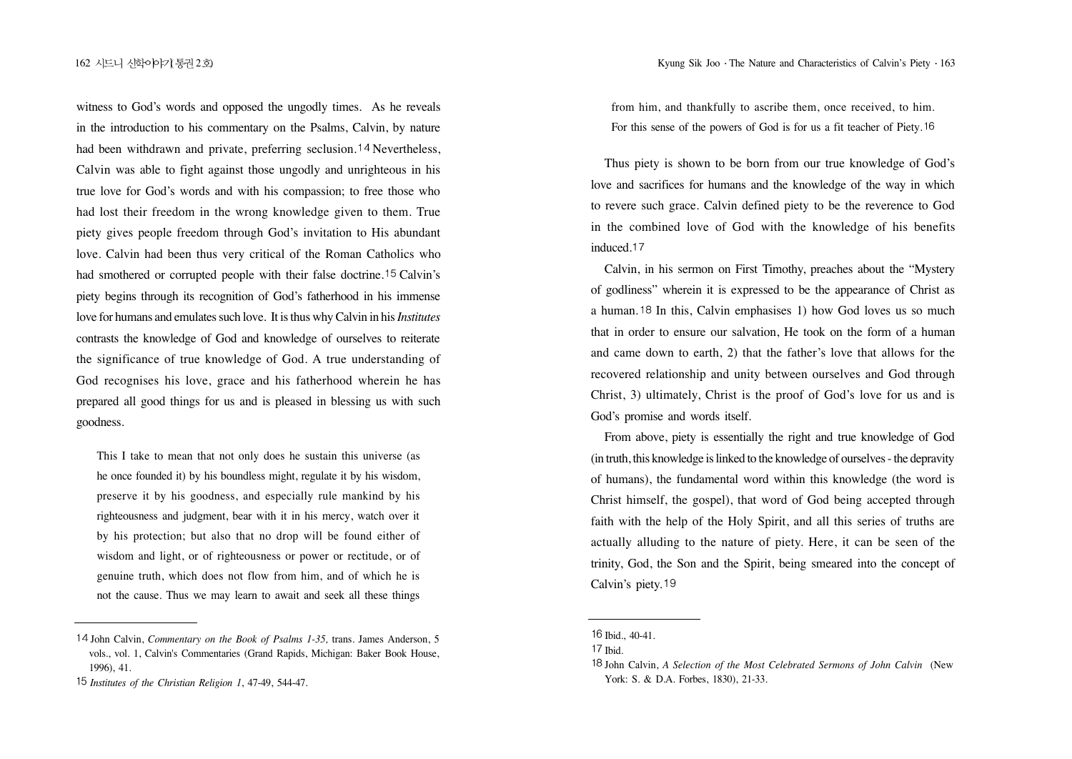witness to God's words and opposed the ungodly times. As he reveals in the introduction to his commentary on the Psalms, Calvin, by nature had been withdrawn and private, preferring seclusion.[14] Nevertheless, Calvin was able to fight against those ungodly and unrighteous in his true love for God's words and with his compassion; to free those who had lost their freedom in the wrong knowledge given to them. True piety gives people freedom through God's invitation to His abundant love. Calvin had been thus very critical of the Roman Catholics who had smothered or corrupted people with their false doctrine.[15] Calvin's piety begins through its recognition of God's fatherhood in his immense love for humans and emulates such love. It is thus why Calvin in his *Institutes* contrasts the knowledge of God and knowledge of ourselves to reiterate the significance of true knowledge of God. A true understanding of God recognises his love, grace and his fatherhood wherein he has prepared all good things for us and is pleased in blessing us with such goodness.

> This I take to mean that not only does he sustain this universe (as he once founded it) by his boundless might, regulate it by his wisdom, preserve it by his goodness, and especially rule mankind by his righteousness and judgment, bear with it in his mercy, watch over it by his protection; but also that no drop will be found either of wisdom and light, or of righteousness or power or rectitude, or of genuine truth, which does not flow from him, and of which he is not the cause. Thus we may learn to await and seek all these things from him, and thankfully to ascribe them, once received, to him. For this sense of the powers of God is for us a fit teacher of Piety.[16]

Thus piety is shown to be born from our true knowledge of God's love and sacrifices for humans and the knowledge of the way in which to revere such grace. Calvin defined piety to be the reverence to God in the combined love of God with the knowledge of his benefits induced.[17]

Calvin, in his sermon on First Timothy, preaches about the "Mystery of godliness" wherein it is expressed to be the appearance of Christ as a human.[18] In this, Calvin emphasises 1) how God loves us so much that in order to ensure our salvation, He took on the form of a human and came down to earth, 2) that the father's love that allows for the recovered relationship and unity between ourselves and God through Christ, 3) ultimately, Christ is the proof of God's love for us and is God's promise and words itself.

From above, piety is essentially the right and true knowledge of God (in truth, this knowledge is linked to the knowledge of ourselves - the depravity of humans), the fundamental word within this knowledge (the word is Christ himself, the gospel), that word of God being accepted through faith with the help of the Holy Spirit, and all this series of truths are actually alluding to the nature of piety. Here, it can be seen of the trinity, God, the Son and the Spirit, being smeared into the concept of Calvin's piety.[19]

---

[14] John Calvin, *Commentary on the Book of Psalms 1-35,* trans. James Anderson, 5 vols., vol. 1, Calvin's Commentaries (Grand Rapids, Michigan: Baker Book House, 1996), 41.

[15] *Institutes of the Christian Religion 1*, 47-49, 544-47.

[16] Ibid., 40-41.

[17] Ibid.

[18] John Calvin, *A Selection of the Most Celebrated Sermons of John Calvin* (New York: S. & D.A. Forbes, 1830), 21-33.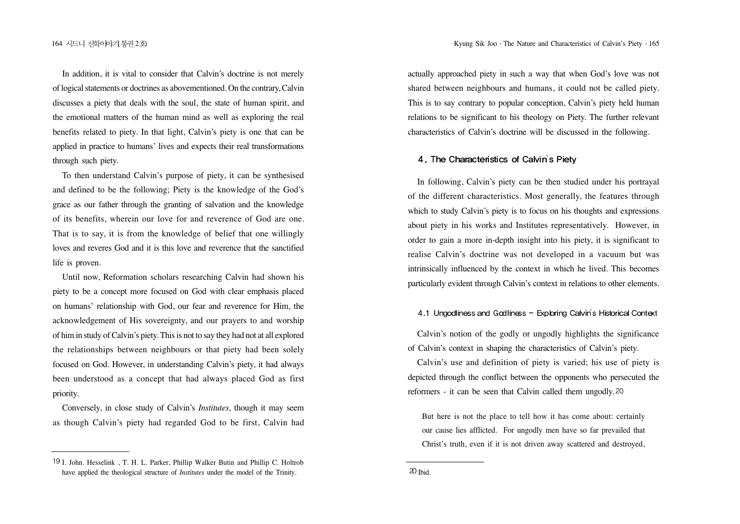In addition, it is vital to consider that Calvin's doctrine is not merely of logical statements or doctrines as abovementioned. On the contrary, Calvin discusses a piety that deals with the soul, the state of human spirit, and the emotional matters of the human mind as well as exploring the real benefits related to piety. In that light, Calvin's piety is one that can be applied in practice to humans' lives and expects their real transformations through such piety.

To then understand Calvin's purpose of piety, it can be synthesised and defined to be the following; Piety is the knowledge of the God's grace as our father through the granting of salvation and the knowledge of its benefits, wherein our love for and reverence of God are one. That is to say, it is from the knowledge of belief that one willingly loves and reveres God and it is this love and reverence that the sanctified life is proven.

Until now, Reformation scholars researching Calvin had shown his piety to be a concept more focused on God with clear emphasis placed on humans' relationship with God, our fear and reverence for Him, the acknowledgement of His sovereignty, and our prayers to and worship of him in study of Calvin's piety. This is not to say they had not at all explored the relationships between neighbours or that piety had been solely focused on God. However, in understanding Calvin's piety, it had always been understood as a concept that had always placed God as first priority.

Conversely, in close study of Calvin's *Institutes*, though it may seem as though Calvin's piety had regarded God to be first, Calvin had actually approached piety in such a way that when God's love was not shared between neighbours and humans, it could not be called piety. This is to say contrary to popular conception, Calvin's piety held human relations to be significant to his theology on Piety. The further relevant characteristics of Calvin's doctrine will be discussed in the following.

## 4. The Characteristics of Calvin's Piety

In following, Calvin's piety can be then studied under his portrayal of the different characteristics. Most generally, the features through which to study Calvin's piety is to focus on his thoughts and expressions about piety in his works and Institutes representatively. However, in order to gain a more in-depth insight into his piety, it is significant to realise Calvin's doctrine was not developed in a vacuum but was intrinsically influenced by the context in which he lived. This becomes particularly evident through Calvin's context in relations to other elements.

### 4.1 Ungodliness and Godliness – Exploring Calvin's Historical Context

Calvin's notion of the godly or ungodly highlights the significance of Calvin's context in shaping the characteristics of Calvin's piety.

Calvin's use and definition of piety is varied; his use of piety is depicted through the conflict between the opponents who persecuted the reformers - it can be seen that Calvin called them ungodly.[20]

> But here is not the place to tell how it has come about: certainly our cause lies afflicted. For ungodly men have so far prevailed that Christ's truth, even if it is not driven away scattered and destroyed,

---

[19] I. John. Hesselink , T. H. L. Parker, Phillip Walker Butin and Phillip C. Holtrob have applied the theological structure of *Institutes* under the model of the Trinity.

[20] Ibid.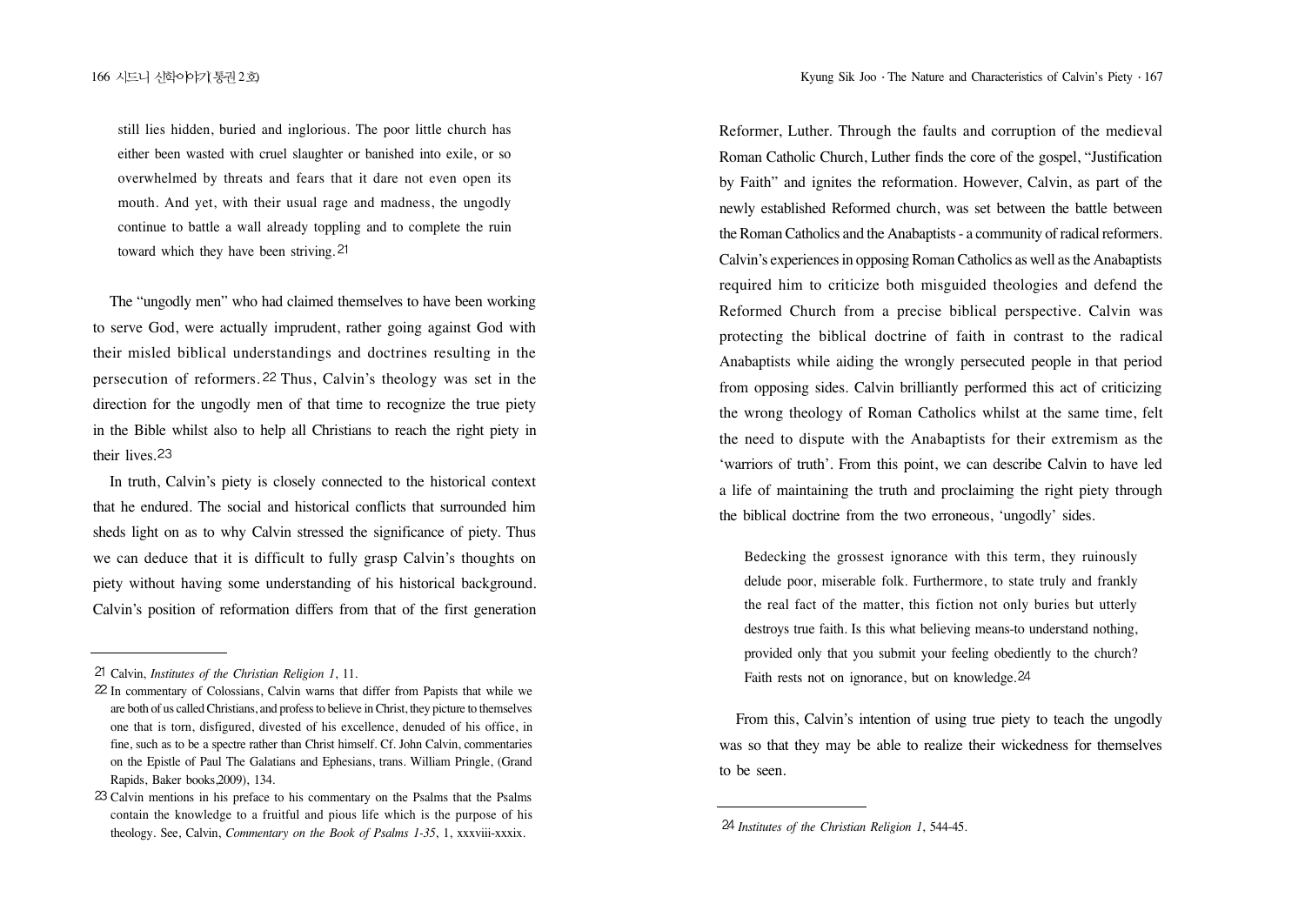still lies hidden, buried and inglorious. The poor little church has either been wasted with cruel slaughter or banished into exile, or so overwhelmed by threats and fears that it dare not even open its mouth. And yet, with their usual rage and madness, the ungodly continue to battle a wall already toppling and to complete the ruin toward which they have been striving.[21]

The "ungodly men" who had claimed themselves to have been working to serve God, were actually imprudent, rather going against God with their misled biblical understandings and doctrines resulting in the persecution of reformers.[22] Thus, Calvin's theology was set in the direction for the ungodly men of that time to recognize the true piety in the Bible whilst also to help all Christians to reach the right piety in their lives.[23]

In truth, Calvin's piety is closely connected to the historical context that he endured. The social and historical conflicts that surrounded him sheds light on as to why Calvin stressed the significance of piety. Thus we can deduce that it is difficult to fully grasp Calvin's thoughts on piety without having some understanding of his historical background. Calvin's position of reformation differs from that of the first generation Reformer, Luther. Through the faults and corruption of the medieval Roman Catholic Church, Luther finds the core of the gospel, "Justification by Faith" and ignites the reformation. However, Calvin, as part of the newly established Reformed church, was set between the battle between the Roman Catholics and the Anabaptists - a community of radical reformers. Calvin's experiences in opposing Roman Catholics as well as the Anabaptists required him to criticize both misguided theologies and defend the Reformed Church from a precise biblical perspective. Calvin was protecting the biblical doctrine of faith in contrast to the radical Anabaptists while aiding the wrongly persecuted people in that period from opposing sides. Calvin brilliantly performed this act of criticizing the wrong theology of Roman Catholics whilst at the same time, felt the need to dispute with the Anabaptists for their extremism as the 'warriors of truth'. From this point, we can describe Calvin to have led a life of maintaining the truth and proclaiming the right piety through the biblical doctrine from the two erroneous, 'ungodly' sides.

> Bedecking the grossest ignorance with this term, they ruinously delude poor, miserable folk. Furthermore, to state truly and frankly the real fact of the matter, this fiction not only buries but utterly destroys true faith. Is this what believing means-to understand nothing, provided only that you submit your feeling obediently to the church? Faith rests not on ignorance, but on knowledge.[24]

From this, Calvin's intention of using true piety to teach the ungodly was so that they may be able to realize their wickedness for themselves to be seen.

---

[21] Calvin, *Institutes of the Christian Religion 1*, 11.

[22] In commentary of Colossians, Calvin warns that differ from Papists that while we are both of us called Christians, and profess to believe in Christ, they picture to themselves one that is torn, disfigured, divested of his excellence, denuded of his office, in fine, such as to be a spectre rather than Christ himself. Cf. John Calvin, commentaries on the Epistle of Paul The Galatians and Ephesians, trans. William Pringle, (Grand Rapids, Baker books,2009), 134.

[23] Calvin mentions in his preface to his commentary on the Psalms that the Psalms contain the knowledge to a fruitful and pious life which is the purpose of his theology. See, Calvin, *Commentary on the Book of Psalms 1-35*, 1, xxxviii-xxxix.

[24] *Institutes of the Christian Religion 1*, 544-45.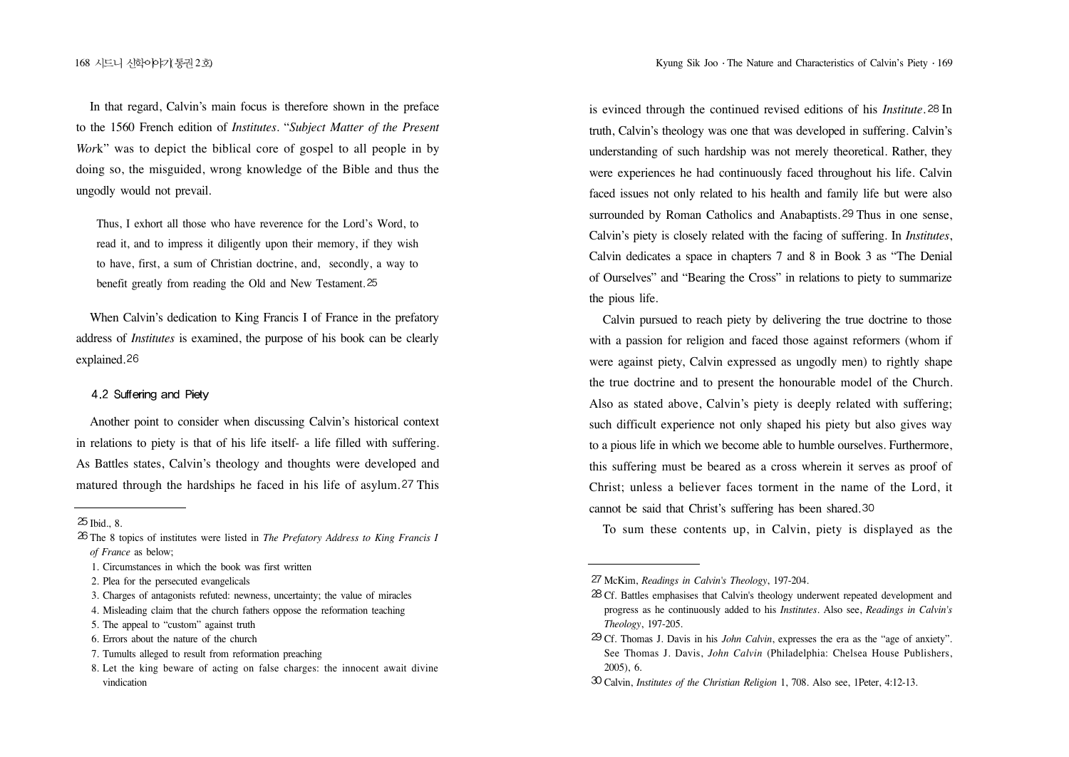In that regard, Calvin's main focus is therefore shown in the preface to the 1560 French edition of *Institutes*. "*Subject Matter of the Present Work*" was to depict the biblical core of gospel to all people in by doing so, the misguided, wrong knowledge of the Bible and thus the ungodly would not prevail.

> Thus, I exhort all those who have reverence for the Lord's Word, to read it, and to impress it diligently upon their memory, if they wish to have, first, a sum of Christian doctrine, and, secondly, a way to benefit greatly from reading the Old and New Testament.[25]

When Calvin's dedication to King Francis I of France in the prefatory address of *Institutes* is examined, the purpose of his book can be clearly explained.[26]

### 4.2 Suffering and Piety

Another point to consider when discussing Calvin's historical context in relations to piety is that of his life itself- a life filled with suffering. As Battles states, Calvin's theology and thoughts were developed and matured through the hardships he faced in his life of asylum.[27] This is evinced through the continued revised editions of his *Institute*.[28] In truth, Calvin's theology was one that was developed in suffering. Calvin's understanding of such hardship was not merely theoretical. Rather, they were experiences he had continuously faced throughout his life. Calvin faced issues not only related to his health and family life but were also surrounded by Roman Catholics and Anabaptists.[29] Thus in one sense, Calvin's piety is closely related with the facing of suffering. In *Institutes*, Calvin dedicates a space in chapters 7 and 8 in Book 3 as "The Denial of Ourselves" and "Bearing the Cross" in relations to piety to summarize the pious life.

Calvin pursued to reach piety by delivering the true doctrine to those with a passion for religion and faced those against reformers (whom if were against piety, Calvin expressed as ungodly men) to rightly shape the true doctrine and to present the honourable model of the Church. Also as stated above, Calvin's piety is deeply related with suffering; such difficult experience not only shaped his piety but also gives way to a pious life in which we become able to humble ourselves. Furthermore, this suffering must be beared as a cross wherein it serves as proof of Christ; unless a believer faces torment in the name of the Lord, it cannot be said that Christ's suffering has been shared.[30]

To sum these contents up, in Calvin, piety is displayed as the

---

[25] Ibid., 8.

[26] The 8 topics of institutes were listed in *The Prefatory Address to King Francis I of France* as below;

1. Circumstances in which the book was first written
2. Plea for the persecuted evangelicals
3. Charges of antagonists refuted: newness, uncertainty; the value of miracles
4. Misleading claim that the church fathers oppose the reformation teaching
5. The appeal to "custom" against truth
6. Errors about the nature of the church
7. Tumults alleged to result from reformation preaching
8. Let the king beware of acting on false charges: the innocent await divine vindication

[27] McKim, *Readings in Calvin's Theology*, 197-204.

[28] Cf. Battles emphasises that Calvin's theology underwent repeated development and progress as he continuously added to his *Institutes*. Also see, *Readings in Calvin's Theology*, 197-205.

[29] Cf. Thomas J. Davis in his *John Calvin*, expresses the era as the "age of anxiety". See Thomas J. Davis, *John Calvin* (Philadelphia: Chelsea House Publishers, 2005), 6.

[30] Calvin, *Institutes of the Christian Religion* 1, 708. Also see, 1Peter, 4:12-13.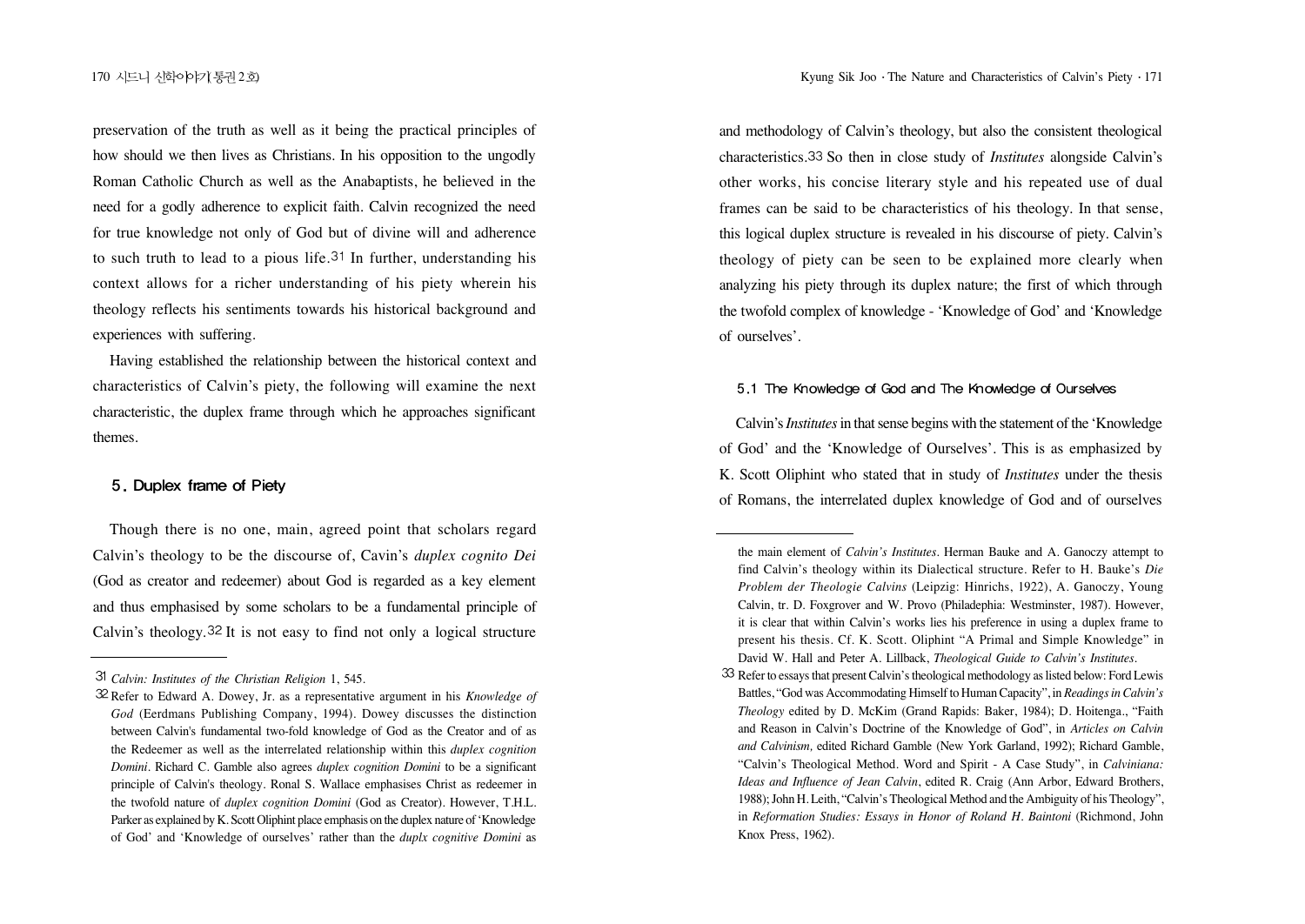preservation of the truth as well as it being the practical principles of how should we then lives as Christians. In his opposition to the ungodly Roman Catholic Church as well as the Anabaptists, he believed in the need for a godly adherence to explicit faith. Calvin recognized the need for true knowledge not only of God but of divine will and adherence to such truth to lead to a pious life.[31] In further, understanding his context allows for a richer understanding of his piety wherein his theology reflects his sentiments towards his historical background and experiences with suffering.

Having established the relationship between the historical context and characteristics of Calvin's piety, the following will examine the next characteristic, the duplex frame through which he approaches significant themes.

## 5. Duplex frame of Piety

Though there is no one, main, agreed point that scholars regard Calvin's theology to be the discourse of, Cavin's *duplex cognito Dei* (God as creator and redeemer) about God is regarded as a key element and thus emphasised by some scholars to be a fundamental principle of Calvin's theology.[32] It is not easy to find not only a logical structure and methodology of Calvin's theology, but also the consistent theological characteristics.[33] So then in close study of *Institutes* alongside Calvin's other works, his concise literary style and his repeated use of dual frames can be said to be characteristics of his theology. In that sense, this logical duplex structure is revealed in his discourse of piety. Calvin's theology of piety can be seen to be explained more clearly when analyzing his piety through its duplex nature; the first of which through the twofold complex of knowledge - 'Knowledge of God' and 'Knowledge of ourselves'.

### 5.1 The Knowledge of God and The Knowledge of Ourselves

Calvin's *Institutes* in that sense begins with the statement of the 'Knowledge of God' and the 'Knowledge of Ourselves'. This is as emphasized by K. Scott Oliphint who stated that in study of *Institutes* under the thesis of Romans, the interrelated duplex knowledge of God and of ourselves

---

31 *Calvin: Institutes of the Christian Religion* 1, 545.

32 Refer to Edward A. Dowey, Jr. as a representative argument in his *Knowledge of God* (Eerdmans Publishing Company, 1994). Dowey discusses the distinction between Calvin's fundamental two-fold knowledge of God as the Creator and of as the Redeemer as well as the interrelated relationship within this *duplex cognition Domini*. Richard C. Gamble also agrees *duplex cognition Domini* to be a significant principle of Calvin's theology. Ronal S. Wallace emphasises Christ as redeemer in the twofold nature of *duplex cognition Domini* (God as Creator). However, T.H.L. Parker as explained by K. Scott Oliphint place emphasis on the duplex nature of 'Knowledge of God' and 'Knowledge of ourselves' rather than the *duplx cognitive Domini* as the main element of *Calvin's Institutes*. Herman Bauke and A. Ganoczy attempt to find Calvin's theology within its Dialectical structure. Refer to H. Bauke's *Die Problem der Theologie Calvins* (Leipzig: Hinrichs, 1922), A. Ganoczy, Young Calvin, tr. D. Foxgrover and W. Provo (Philadephia: Westminster, 1987). However, it is clear that within Calvin's works lies his preference in using a duplex frame to present his thesis. Cf. K. Scott. Oliphint "A Primal and Simple Knowledge" in David W. Hall and Peter A. Lillback, *Theological Guide to Calvin's Institutes*.

33 Refer to essays that present Calvin's theological methodology as listed below: Ford Lewis Battles, "God was Accommodating Himself to Human Capacity", in *Readings in Calvin's Theology* edited by D. McKim (Grand Rapids: Baker, 1984); D. Hoitenga., "Faith and Reason in Calvin's Doctrine of the Knowledge of God", in *Articles on Calvin and Calvinism,* edited Richard Gamble (New York Garland, 1992); Richard Gamble, "Calvin's Theological Method. Word and Spirit - A Case Study", in *Calviniana: Ideas and Influence of Jean Calvin*, edited R. Craig (Ann Arbor, Edward Brothers, 1988); John H. Leith, "Calvin's Theological Method and the Ambiguity of his Theology", in *Reformation Studies: Essays in Honor of Roland H. Baintoni* (Richmond, John Knox Press, 1962).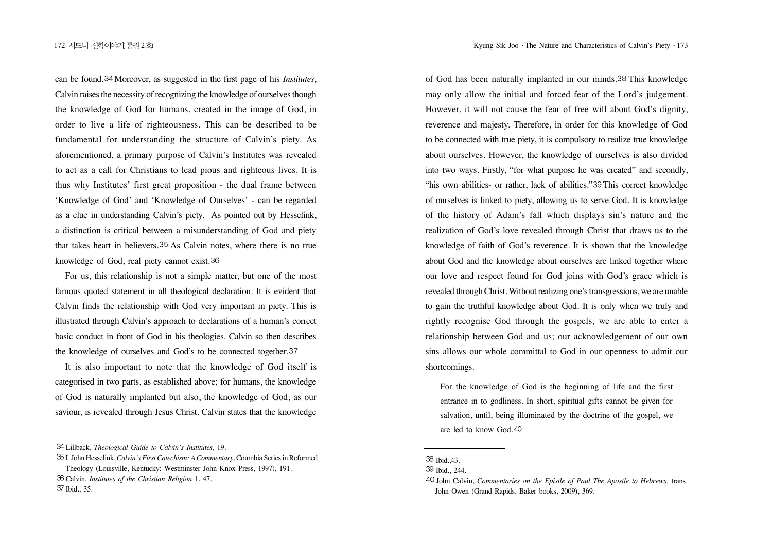can be found.[34] Moreover, as suggested in the first page of his *Institutes*, Calvin raises the necessity of recognizing the knowledge of ourselves though the knowledge of God for humans, created in the image of God, in order to live a life of righteousness. This can be described to be fundamental for understanding the structure of Calvin's piety. As aforementioned, a primary purpose of Calvin's Institutes was revealed to act as a call for Christians to lead pious and righteous lives. It is thus why Institutes' first great proposition - the dual frame between 'Knowledge of God' and 'Knowledge of Ourselves' - can be regarded as a clue in understanding Calvin's piety. As pointed out by Hesselink, a distinction is critical between a misunderstanding of God and piety that takes heart in believers.[35] As Calvin notes, where there is no true knowledge of God, real piety cannot exist.[36]

For us, this relationship is not a simple matter, but one of the most famous quoted statement in all theological declaration. It is evident that Calvin finds the relationship with God very important in piety. This is illustrated through Calvin's approach to declarations of a human's correct basic conduct in front of God in his theologies. Calvin so then describes the knowledge of ourselves and God's to be connected together.[37]

It is also important to note that the knowledge of God itself is categorised in two parts, as established above; for humans, the knowledge of God is naturally implanted but also, the knowledge of God, as our saviour, is revealed through Jesus Christ. Calvin states that the knowledge of God has been naturally implanted in our minds.[38] This knowledge may only allow the initial and forced fear of the Lord's judgement. However, it will not cause the fear of free will about God's dignity, reverence and majesty. Therefore, in order for this knowledge of God to be connected with true piety, it is compulsory to realize true knowledge about ourselves. However, the knowledge of ourselves is also divided into two ways. Firstly, "for what purpose he was created" and secondly, "his own abilities- or rather, lack of abilities."[39] This correct knowledge of ourselves is linked to piety, allowing us to serve God. It is knowledge of the history of Adam's fall which displays sin's nature and the realization of God's love revealed through Christ that draws us to the knowledge of faith of God's reverence. It is shown that the knowledge about God and the knowledge about ourselves are linked together where our love and respect found for God joins with God's grace which is revealed through Christ. Without realizing one's transgressions, we are unable to gain the truthful knowledge about God. It is only when we truly and rightly recognise God through the gospels, we are able to enter a relationship between God and us; our acknowledgement of our own sins allows our whole committal to God in our openness to admit our shortcomings.

> For the knowledge of God is the beginning of life and the first entrance in to godliness. In short, spiritual gifts cannot be given for salvation, until, being illuminated by the doctrine of the gospel, we are led to know God.[40]

---

34 Lillback, *Theological Guide to Calvin's Institutes*, 19.

35 I. John Hesselink, *Calvin's First Catechism: A Commentary*, Coumbia Series in Reformed Theology (Louisville, Kentucky: Westminster John Knox Press, 1997), 191.

36 Calvin, *Institutes of the Christian Religion* 1, 47.

37 Ibid., 35.

38 Ibid.,43.

39 Ibid., 244.

40 John Calvin, *Commentaries on the Epistle of Paul The Apostle to Hebrews,* trans. John Owen (Grand Rapids, Baker books, 2009), 369.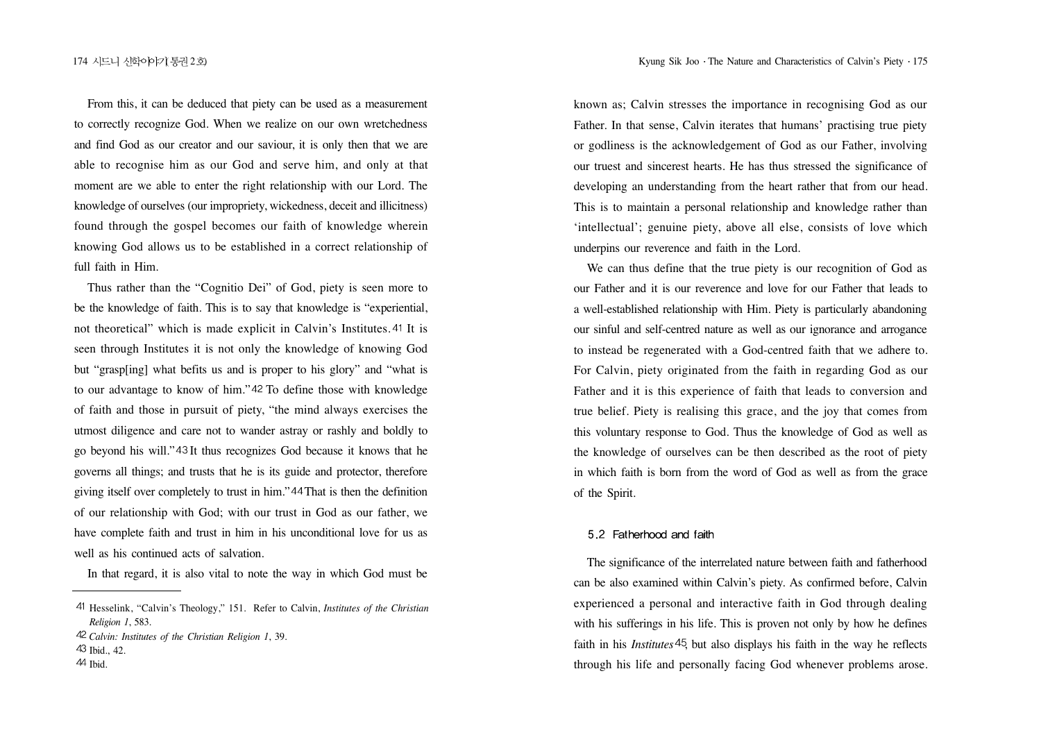From this, it can be deduced that piety can be used as a measurement to correctly recognize God. When we realize on our own wretchedness and find God as our creator and our saviour, it is only then that we are able to recognise him as our God and serve him, and only at that moment are we able to enter the right relationship with our Lord. The knowledge of ourselves (our impropriety, wickedness, deceit and illicitness) found through the gospel becomes our faith of knowledge wherein knowing God allows us to be established in a correct relationship of full faith in Him.

Thus rather than the "Cognitio Dei" of God, piety is seen more to be the knowledge of faith. This is to say that knowledge is "experiential, not theoretical" which is made explicit in Calvin's Institutes.[41] It is seen through Institutes it is not only the knowledge of knowing God but "grasp[ing] what befits us and is proper to his glory" and "what is to our advantage to know of him."[42] To define those with knowledge of faith and those in pursuit of piety, "the mind always exercises the utmost diligence and care not to wander astray or rashly and boldly to go beyond his will."[43] It thus recognizes God because it knows that he governs all things; and trusts that he is its guide and protector, therefore giving itself over completely to trust in him."[44] That is then the definition of our relationship with God; with our trust in God as our father, we have complete faith and trust in him in his unconditional love for us as well as his continued acts of salvation.

In that regard, it is also vital to note the way in which God must be known as; Calvin stresses the importance in recognising God as our Father. In that sense, Calvin iterates that humans' practising true piety or godliness is the acknowledgement of God as our Father, involving our truest and sincerest hearts. He has thus stressed the significance of developing an understanding from the heart rather that from our head. This is to maintain a personal relationship and knowledge rather than 'intellectual'; genuine piety, above all else, consists of love which underpins our reverence and faith in the Lord.

We can thus define that the true piety is our recognition of God as our Father and it is our reverence and love for our Father that leads to a well-established relationship with Him. Piety is particularly abandoning our sinful and self-centred nature as well as our ignorance and arrogance to instead be regenerated with a God-centred faith that we adhere to. For Calvin, piety originated from the faith in regarding God as our Father and it is this experience of faith that leads to conversion and true belief. Piety is realising this grace, and the joy that comes from this voluntary response to God. Thus the knowledge of God as well as the knowledge of ourselves can be then described as the root of piety in which faith is born from the word of God as well as from the grace of the Spirit.

### 5.2 Fatherhood and faith

The significance of the interrelated nature between faith and fatherhood can be also examined within Calvin's piety. As confirmed before, Calvin experienced a personal and interactive faith in God through dealing with his sufferings in his life. This is proven not only by how he defines faith in his *Institutes*[45], but also displays his faith in the way he reflects through his life and personally facing God whenever problems arose.

---

[41] Hesselink, "Calvin's Theology," 151. Refer to Calvin, *Institutes of the Christian Religion 1*, 583.

[42] *Calvin: Institutes of the Christian Religion 1*, 39.

[43] Ibid., 42.

[44] Ibid.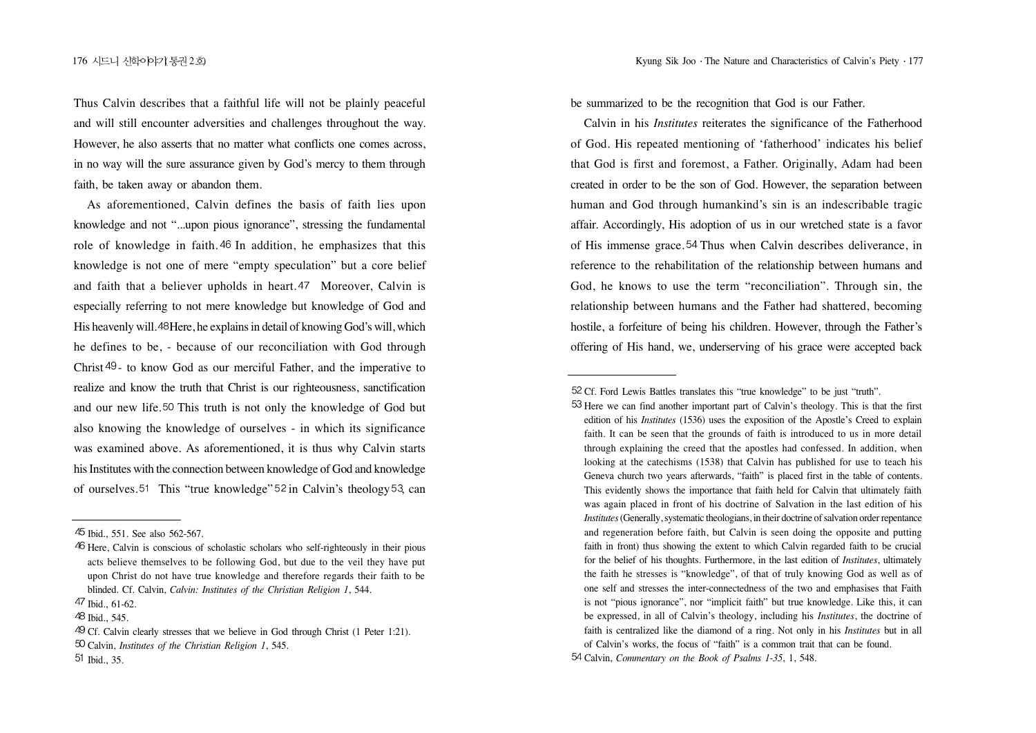Thus Calvin describes that a faithful life will not be plainly peaceful and will still encounter adversities and challenges throughout the way. However, he also asserts that no matter what conflicts one comes across, in no way will the sure assurance given by God's mercy to them through faith, be taken away or abandon them.

As aforementioned, Calvin defines the basis of faith lies upon knowledge and not "...upon pious ignorance", stressing the fundamental role of knowledge in faith.[46] In addition, he emphasizes that this knowledge is not one of mere "empty speculation" but a core belief and faith that a believer upholds in heart.[47] Moreover, Calvin is especially referring to not mere knowledge but knowledge of God and His heavenly will.[48] Here, he explains in detail of knowing God's will, which he defines to be, - because of our reconciliation with God through Christ[49] - to know God as our merciful Father, and the imperative to realize and know the truth that Christ is our righteousness, sanctification and our new life.[50] This truth is not only the knowledge of God but also knowing the knowledge of ourselves - in which its significance was examined above. As aforementioned, it is thus why Calvin starts his Institutes with the connection between knowledge of God and knowledge of ourselves.[51] This "true knowledge"[52] in Calvin's theology[53], can be summarized to be the recognition that God is our Father.

Calvin in his *Institutes* reiterates the significance of the Fatherhood of God. His repeated mentioning of 'fatherhood' indicates his belief that God is first and foremost, a Father. Originally, Adam had been created in order to be the son of God. However, the separation between human and God through humankind's sin is an indescribable tragic affair. Accordingly, His adoption of us in our wretched state is a favor of His immense grace.[54] Thus when Calvin describes deliverance, in reference to the rehabilitation of the relationship between humans and God, he knows to use the term "reconciliation". Through sin, the relationship between humans and the Father had shattered, becoming hostile, a forfeiture of being his children. However, through the Father's offering of His hand, we, underserving of his grace were accepted back

---

45 Ibid., 551. See also 562-567.

46 Here, Calvin is conscious of scholastic scholars who self-righteously in their pious acts believe themselves to be following God, but due to the veil they have put upon Christ do not have true knowledge and therefore regards their faith to be blinded. Cf. Calvin, *Calvin: Institutes of the Christian Religion 1*, 544.

47 Ibid., 61-62.

48 Ibid., 545.

49 Cf. Calvin clearly stresses that we believe in God through Christ (1 Peter 1:21).

50 Calvin, *Institutes of the Christian Religion 1*, 545.

51 Ibid., 35.

52 Cf. Ford Lewis Battles translates this "true knowledge" to be just "truth".

53 Here we can find another important part of Calvin's theology. This is that the first edition of his *Institutes* (1536) uses the exposition of the Apostle's Creed to explain faith. It can be seen that the grounds of faith is introduced to us in more detail through explaining the creed that the apostles had confessed. In addition, when looking at the catechisms (1538) that Calvin has published for use to teach his Geneva church two years afterwards, "faith" is placed first in the table of contents. This evidently shows the importance that faith held for Calvin that ultimately faith was again placed in front of his doctrine of Salvation in the last edition of his *Institutes* (Generally, systematic theologians, in their doctrine of salvation order repentance and regeneration before faith, but Calvin is seen doing the opposite and putting faith in front) thus showing the extent to which Calvin regarded faith to be crucial for the belief of his thoughts. Furthermore, in the last edition of *Institutes*, ultimately the faith he stresses is "knowledge", of that of truly knowing God as well as of one self and stresses the inter-connectedness of the two and emphasises that Faith is not "pious ignorance", nor "implicit faith" but true knowledge. Like this, it can be expressed, in all of Calvin's theology, including his *Institutes*, the doctrine of faith is centralized like the diamond of a ring. Not only in his *Institutes* but in all of Calvin's works, the focus of "faith" is a common trait that can be found.

54 Calvin, *Commentary on the Book of Psalms 1-35*, 1, 548.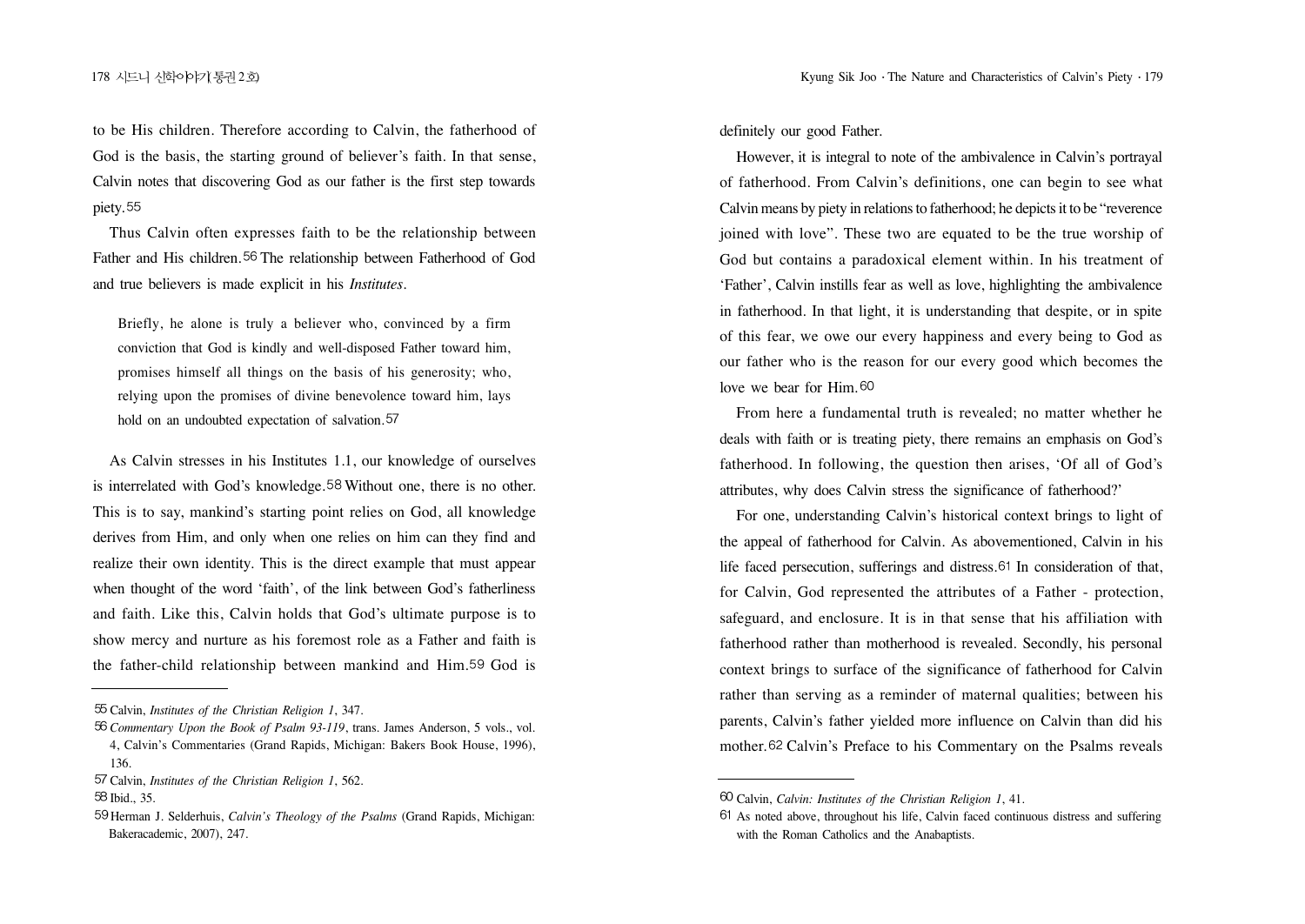to be His children. Therefore according to Calvin, the fatherhood of God is the basis, the starting ground of believer's faith. In that sense, Calvin notes that discovering God as our father is the first step towards piety.[55]

Thus Calvin often expresses faith to be the relationship between Father and His children.[56] The relationship between Fatherhood of God and true believers is made explicit in his *Institutes*.

> Briefly, he alone is truly a believer who, convinced by a firm conviction that God is kindly and well-disposed Father toward him, promises himself all things on the basis of his generosity; who, relying upon the promises of divine benevolence toward him, lays hold on an undoubted expectation of salvation.[57]

As Calvin stresses in his Institutes 1.1, our knowledge of ourselves is interrelated with God's knowledge.[58] Without one, there is no other. This is to say, mankind's starting point relies on God, all knowledge derives from Him, and only when one relies on him can they find and realize their own identity. This is the direct example that must appear when thought of the word 'faith', of the link between God's fatherliness and faith. Like this, Calvin holds that God's ultimate purpose is to show mercy and nurture as his foremost role as a Father and faith is the father-child relationship between mankind and Him.[59] God is definitely our good Father.

However, it is integral to note of the ambivalence in Calvin's portrayal of fatherhood. From Calvin's definitions, one can begin to see what Calvin means by piety in relations to fatherhood; he depicts it to be "reverence joined with love". These two are equated to be the true worship of God but contains a paradoxical element within. In his treatment of 'Father', Calvin instills fear as well as love, highlighting the ambivalence in fatherhood. In that light, it is understanding that despite, or in spite of this fear, we owe our every happiness and every being to God as our father who is the reason for our every good which becomes the love we bear for Him.[60]

From here a fundamental truth is revealed; no matter whether he deals with faith or is treating piety, there remains an emphasis on God's fatherhood. In following, the question then arises, 'Of all of God's attributes, why does Calvin stress the significance of fatherhood?'

For one, understanding Calvin's historical context brings to light of the appeal of fatherhood for Calvin. As abovementioned, Calvin in his life faced persecution, sufferings and distress.[61] In consideration of that, for Calvin, God represented the attributes of a Father - protection, safeguard, and enclosure. It is in that sense that his affiliation with fatherhood rather than motherhood is revealed. Secondly, his personal context brings to surface of the significance of fatherhood for Calvin rather than serving as a reminder of maternal qualities; between his parents, Calvin's father yielded more influence on Calvin than did his mother.[62] Calvin's Preface to his Commentary on the Psalms reveals

---

[55] Calvin, *Institutes of the Christian Religion 1*, 347.

[56] *Commentary Upon the Book of Psalm 93-119*, trans. James Anderson, 5 vols., vol. 4, Calvin's Commentaries (Grand Rapids, Michigan: Bakers Book House, 1996), 136.

[57] Calvin, *Institutes of the Christian Religion 1*, 562.

[58] Ibid., 35.

[59] Herman J. Selderhuis, *Calvin's Theology of the Psalms* (Grand Rapids, Michigan: Bakeracademic, 2007), 247.

[60] Calvin, *Calvin: Institutes of the Christian Religion 1*, 41.

[61] As noted above, throughout his life, Calvin faced continuous distress and suffering with the Roman Catholics and the Anabaptists.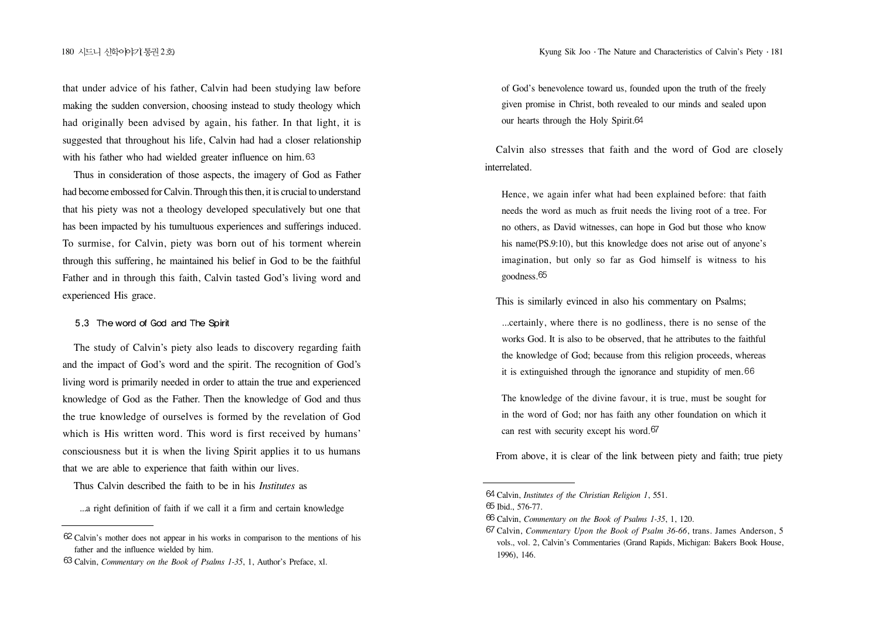that under advice of his father, Calvin had been studying law before making the sudden conversion, choosing instead to study theology which had originally been advised by again, his father. In that light, it is suggested that throughout his life, Calvin had had a closer relationship with his father who had wielded greater influence on him.[63]

Thus in consideration of those aspects, the imagery of God as Father had become embossed for Calvin. Through this then, it is crucial to understand that his piety was not a theology developed speculatively but one that has been impacted by his tumultuous experiences and sufferings induced. To surmise, for Calvin, piety was born out of his torment wherein through this suffering, he maintained his belief in God to be the faithful Father and in through this faith, Calvin tasted God's living word and experienced His grace.

### 5.3 The word of God and The Spirit

The study of Calvin's piety also leads to discovery regarding faith and the impact of God's word and the spirit. The recognition of God's living word is primarily needed in order to attain the true and experienced knowledge of God as the Father. Then the knowledge of God and thus the true knowledge of ourselves is formed by the revelation of God which is His written word. This word is first received by humans' consciousness but it is when the living Spirit applies it to us humans that we are able to experience that faith within our lives.

Thus Calvin described the faith to be in his *Institutes* as

> ...a right definition of faith if we call it a firm and certain knowledge of God's benevolence toward us, founded upon the truth of the freely given promise in Christ, both revealed to our minds and sealed upon our hearts through the Holy Spirit.[64]

Calvin also stresses that faith and the word of God are closely interrelated.

> Hence, we again infer what had been explained before: that faith needs the word as much as fruit needs the living root of a tree. For no others, as David witnesses, can hope in God but those who know his name(PS.9:10), but this knowledge does not arise out of anyone's imagination, but only so far as God himself is witness to his goodness.[65]

This is similarly evinced in also his commentary on Psalms;

> ...certainly, where there is no godliness, there is no sense of the works God. It is also to be observed, that he attributes to the faithful the knowledge of God; because from this religion proceeds, whereas it is extinguished through the ignorance and stupidity of men.[66]

> The knowledge of the divine favour, it is true, must be sought for in the word of God; nor has faith any other foundation on which it can rest with security except his word.[67]

From above, it is clear of the link between piety and faith; true piety

---

[62] Calvin's mother does not appear in his works in comparison to the mentions of his father and the influence wielded by him.

[63] Calvin, *Commentary on the Book of Psalms 1-35*, 1, Author's Preface, xl.

[64] Calvin, *Institutes of the Christian Religion 1*, 551.

[65] Ibid., 576-77.

[66] Calvin, *Commentary on the Book of Psalms 1-35*, 1, 120.

[67] Calvin, *Commentary Upon the Book of Psalm 36-66*, trans. James Anderson, 5 vols., vol. 2, Calvin's Commentaries (Grand Rapids, Michigan: Bakers Book House, 1996), 146.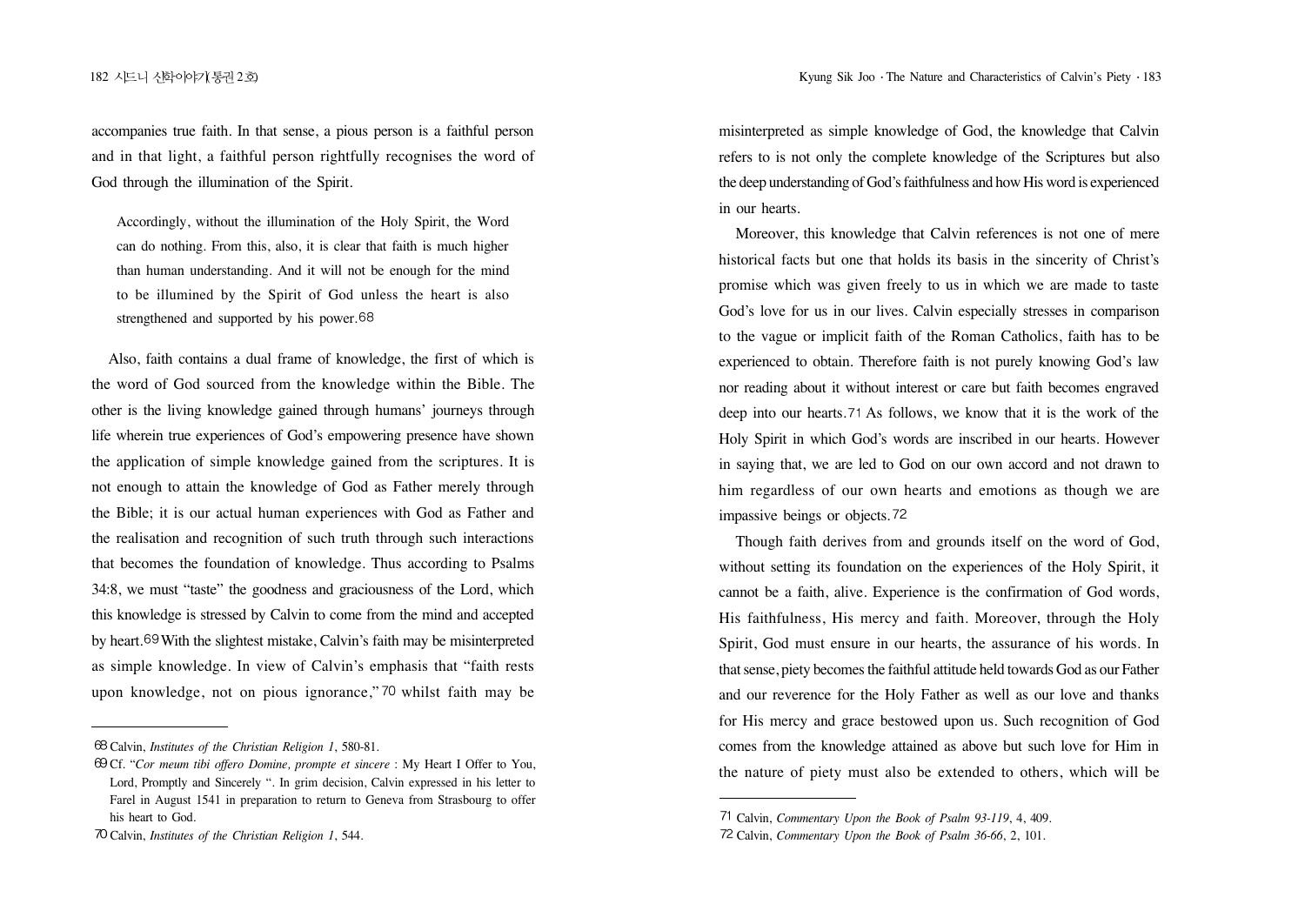accompanies true faith. In that sense, a pious person is a faithful person and in that light, a faithful person rightfully recognises the word of God through the illumination of the Spirit.

> Accordingly, without the illumination of the Holy Spirit, the Word can do nothing. From this, also, it is clear that faith is much higher than human understanding. And it will not be enough for the mind to be illumined by the Spirit of God unless the heart is also strengthened and supported by his power.[68]

Also, faith contains a dual frame of knowledge, the first of which is the word of God sourced from the knowledge within the Bible. The other is the living knowledge gained through humans' journeys through life wherein true experiences of God's empowering presence have shown the application of simple knowledge gained from the scriptures. It is not enough to attain the knowledge of God as Father merely through the Bible; it is our actual human experiences with God as Father and the realisation and recognition of such truth through such interactions that becomes the foundation of knowledge. Thus according to Psalms 34:8, we must "taste" the goodness and graciousness of the Lord, which this knowledge is stressed by Calvin to come from the mind and accepted by heart.[69] With the slightest mistake, Calvin's faith may be misinterpreted as simple knowledge. In view of Calvin's emphasis that "faith rests upon knowledge, not on pious ignorance,"[70] whilst faith may be misinterpreted as simple knowledge of God, the knowledge that Calvin refers to is not only the complete knowledge of the Scriptures but also the deep understanding of God's faithfulness and how His word is experienced in our hearts.

Moreover, this knowledge that Calvin references is not one of mere historical facts but one that holds its basis in the sincerity of Christ's promise which was given freely to us in which we are made to taste God's love for us in our lives. Calvin especially stresses in comparison to the vague or implicit faith of the Roman Catholics, faith has to be experienced to obtain. Therefore faith is not purely knowing God's law nor reading about it without interest or care but faith becomes engraved deep into our hearts.[71] As follows, we know that it is the work of the Holy Spirit in which God's words are inscribed in our hearts. However in saying that, we are led to God on our own accord and not drawn to him regardless of our own hearts and emotions as though we are impassive beings or objects.[72]

Though faith derives from and grounds itself on the word of God, without setting its foundation on the experiences of the Holy Spirit, it cannot be a faith, alive. Experience is the confirmation of God words, His faithfulness, His mercy and faith. Moreover, through the Holy Spirit, God must ensure in our hearts, the assurance of his words. In that sense, piety becomes the faithful attitude held towards God as our Father and our reverence for the Holy Father as well as our love and thanks for His mercy and grace bestowed upon us. Such recognition of God comes from the knowledge attained as above but such love for Him in the nature of piety must also be extended to others, which will be

---

68 Calvin, *Institutes of the Christian Religion 1*, 580-81.

69 Cf. "*Cor meum tibi offero Domine, prompte et sincere* : My Heart I Offer to You, Lord, Promptly and Sincerely ". In grim decision, Calvin expressed in his letter to Farel in August 1541 in preparation to return to Geneva from Strasbourg to offer his heart to God.

70 Calvin, *Institutes of the Christian Religion 1*, 544.

71 Calvin, *Commentary Upon the Book of Psalm 93-119*, 4, 409.

72 Calvin, *Commentary Upon the Book of Psalm 36-66*, 2, 101.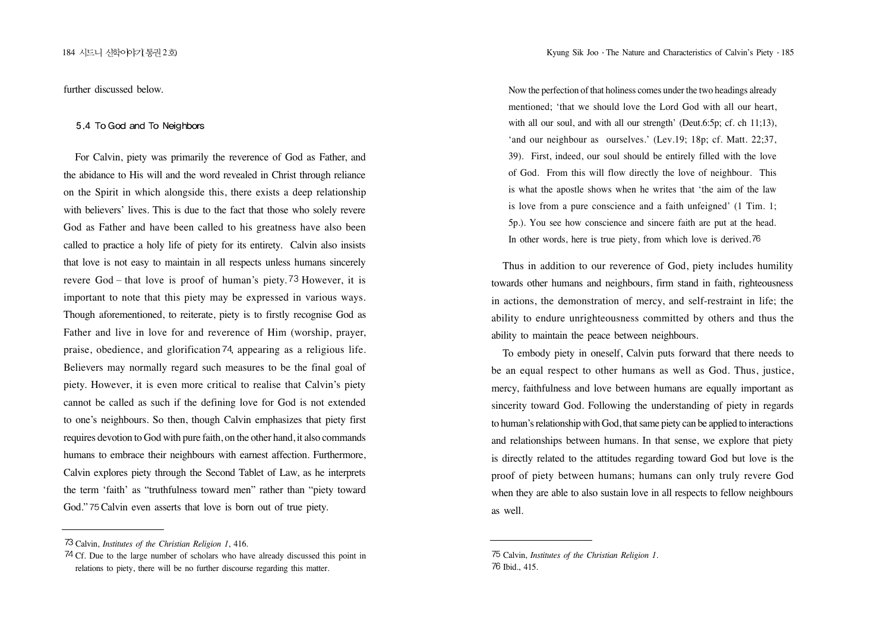further discussed below.

### 5.4 To God and To Neighbors

For Calvin, piety was primarily the reverence of God as Father, and the abidance to His will and the word revealed in Christ through reliance on the Spirit in which alongside this, there exists a deep relationship with believers' lives. This is due to the fact that those who solely revere God as Father and have been called to his greatness have also been called to practice a holy life of piety for its entirety. Calvin also insists that love is not easy to maintain in all respects unless humans sincerely revere God – that love is proof of human's piety.[73] However, it is important to note that this piety may be expressed in various ways. Though aforementioned, to reiterate, piety is to firstly recognise God as Father and live in love for and reverence of Him (worship, prayer, praise, obedience, and glorification[74], appearing as a religious life. Believers may normally regard such measures to be the final goal of piety. However, it is even more critical to realise that Calvin's piety cannot be called as such if the defining love for God is not extended to one's neighbours. So then, though Calvin emphasizes that piety first requires devotion to God with pure faith, on the other hand, it also commands humans to embrace their neighbours with earnest affection. Furthermore, Calvin explores piety through the Second Tablet of Law, as he interprets the term 'faith' as "truthfulness toward men" rather than "piety toward God."[75] Calvin even asserts that love is born out of true piety.

> Now the perfection of that holiness comes under the two headings already mentioned; 'that we should love the Lord God with all our heart, with all our soul, and with all our strength' (Deut.6:5p; cf. ch 11;13), 'and our neighbour as ourselves.' (Lev.19; 18p; cf. Matt. 22;37, 39). First, indeed, our soul should be entirely filled with the love of God. From this will flow directly the love of neighbour. This is what the apostle shows when he writes that 'the aim of the law is love from a pure conscience and a faith unfeigned' (1 Tim. 1; 5p.). You see how conscience and sincere faith are put at the head. In other words, here is true piety, from which love is derived.[76]

Thus in addition to our reverence of God, piety includes humility towards other humans and neighbours, firm stand in faith, righteousness in actions, the demonstration of mercy, and self-restraint in life; the ability to endure unrighteousness committed by others and thus the ability to maintain the peace between neighbours.

To embody piety in oneself, Calvin puts forward that there needs to be an equal respect to other humans as well as God. Thus, justice, mercy, faithfulness and love between humans are equally important as sincerity toward God. Following the understanding of piety in regards to human's relationship with God, that same piety can be applied to interactions and relationships between humans. In that sense, we explore that piety is directly related to the attitudes regarding toward God but love is the proof of piety between humans; humans can only truly revere God when they are able to also sustain love in all respects to fellow neighbours as well.

---

[73] Calvin, *Institutes of the Christian Religion 1*, 416.

[74] Cf. Due to the large number of scholars who have already discussed this point in relations to piety, there will be no further discourse regarding this matter.

[75] Calvin, *Institutes of the Christian Religion 1*.

[76] Ibid., 415.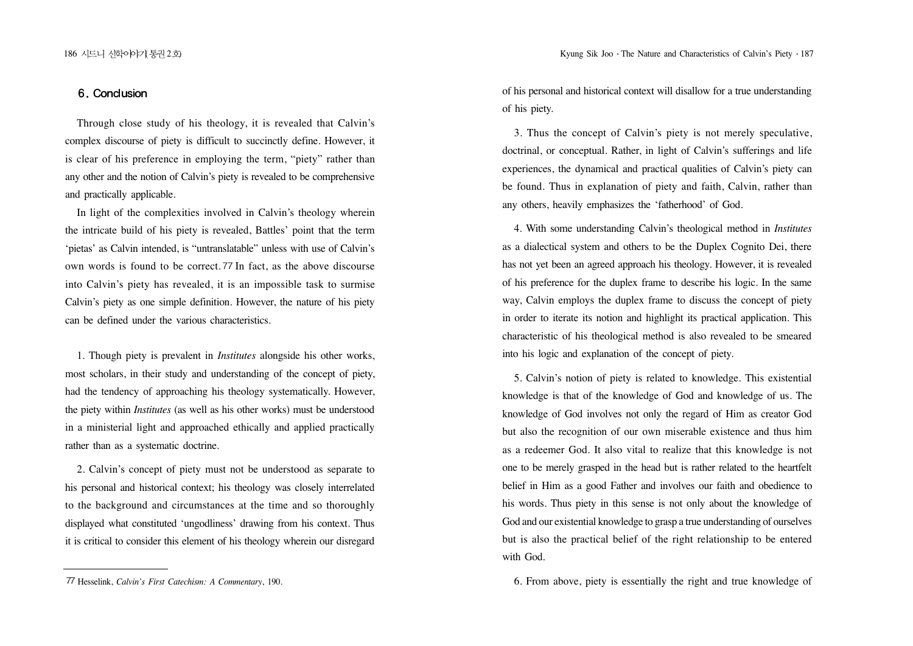## 6. Conclusion

Through close study of his theology, it is revealed that Calvin's complex discourse of piety is difficult to succinctly define. However, it is clear of his preference in employing the term, "piety" rather than any other and the notion of Calvin's piety is revealed to be comprehensive and practically applicable.

In light of the complexities involved in Calvin's theology wherein the intricate build of his piety is revealed, Battles' point that the term 'pietas' as Calvin intended, is "untranslatable" unless with use of Calvin's own words is found to be correct.[77] In fact, as the above discourse into Calvin's piety has revealed, it is an impossible task to surmise Calvin's piety as one simple definition. However, the nature of his piety can be defined under the various characteristics.

1. Though piety is prevalent in *Institutes* alongside his other works, most scholars, in their study and understanding of the concept of piety, had the tendency of approaching his theology systematically. However, the piety within *Institutes* (as well as his other works) must be understood in a ministerial light and approached ethically and applied practically rather than as a systematic doctrine.

2. Calvin's concept of piety must not be understood as separate to his personal and historical context; his theology was closely interrelated to the background and circumstances at the time and so thoroughly displayed what constituted 'ungodliness' drawing from his context. Thus it is critical to consider this element of his theology wherein our disregard of his personal and historical context will disallow for a true understanding of his piety.

3. Thus the concept of Calvin's piety is not merely speculative, doctrinal, or conceptual. Rather, in light of Calvin's sufferings and life experiences, the dynamical and practical qualities of Calvin's piety can be found. Thus in explanation of piety and faith, Calvin, rather than any others, heavily emphasizes the 'fatherhood' of God.

4. With some understanding Calvin's theological method in *Institutes* as a dialectical system and others to be the Duplex Cognito Dei, there has not yet been an agreed approach his theology. However, it is revealed of his preference for the duplex frame to describe his logic. In the same way, Calvin employs the duplex frame to discuss the concept of piety in order to iterate its notion and highlight its practical application. This characteristic of his theological method is also revealed to be smeared into his logic and explanation of the concept of piety.

5. Calvin's notion of piety is related to knowledge. This existential knowledge is that of the knowledge of God and knowledge of us. The knowledge of God involves not only the regard of Him as creator God but also the recognition of our own miserable existence and thus him as a redeemer God. It also vital to realize that this knowledge is not one to be merely grasped in the head but is rather related to the heartfelt belief in Him as a good Father and involves our faith and obedience to his words. Thus piety in this sense is not only about the knowledge of God and our existential knowledge to grasp a true understanding of ourselves but is also the practical belief of the right relationship to be entered with God.

6. From above, piety is essentially the right and true knowledge of

---

[77] Hesselink, *Calvin's First Catechism: A Commentary*, 190.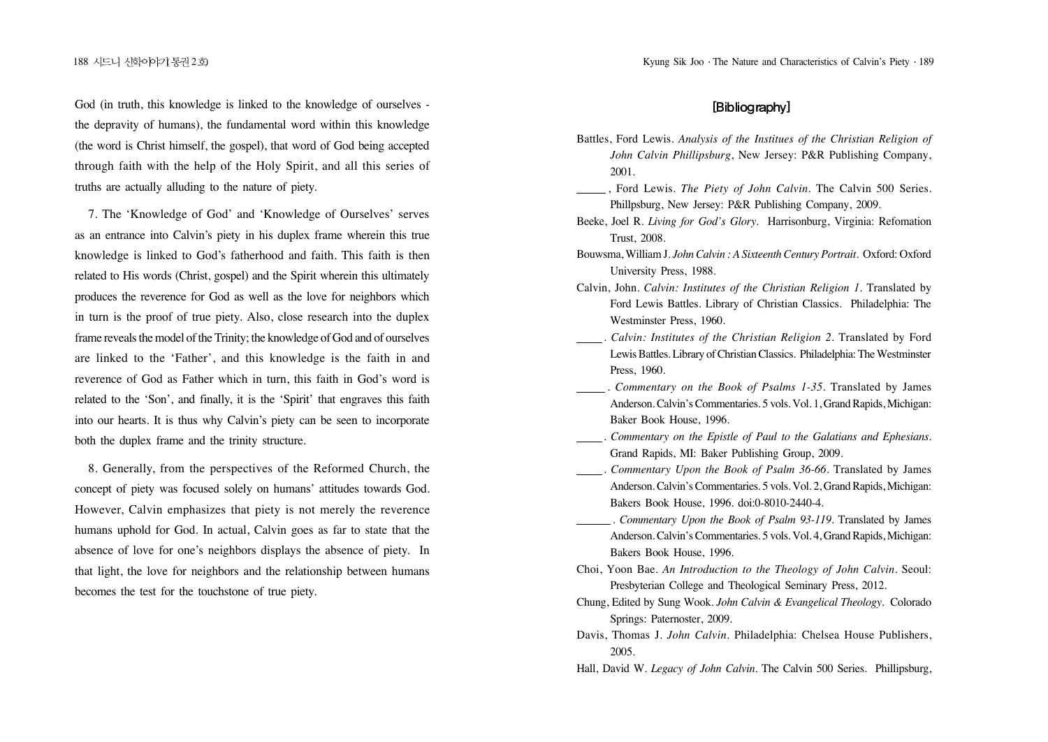God (in truth, this knowledge is linked to the knowledge of ourselves - the depravity of humans), the fundamental word within this knowledge (the word is Christ himself, the gospel), that word of God being accepted through faith with the help of the Holy Spirit, and all this series of truths are actually alluding to the nature of piety.

7. The 'Knowledge of God' and 'Knowledge of Ourselves' serves as an entrance into Calvin's piety in his duplex frame wherein this true knowledge is linked to God's fatherhood and faith. This faith is then related to His words (Christ, gospel) and the Spirit wherein this ultimately produces the reverence for God as well as the love for neighbors which in turn is the proof of true piety. Also, close research into the duplex frame reveals the model of the Trinity; the knowledge of God and of ourselves are linked to the 'Father', and this knowledge is the faith in and reverence of God as Father which in turn, this faith in God's word is related to the 'Son', and finally, it is the 'Spirit' that engraves this faith into our hearts. It is thus why Calvin's piety can be seen to incorporate both the duplex frame and the trinity structure.

8. Generally, from the perspectives of the Reformed Church, the concept of piety was focused solely on humans' attitudes towards God. However, Calvin emphasizes that piety is not merely the reverence humans uphold for God. In actual, Calvin goes as far to state that the absence of love for one's neighbors displays the absence of piety. In that light, the love for neighbors and the relationship between humans becomes the test for the touchstone of true piety.

## [Bibliography]

Battles, Ford Lewis. *Analysis of the Institues of the Christian Religion of John Calvin Phillipsburg*, New Jersey: P&R Publishing Company, 2001.

_____, Ford Lewis. *The Piety of John Calvin*. The Calvin 500 Series. Phillpsburg, New Jersey: P&R Publishing Company, 2009.

Beeke, Joel R. *Living for God's Glory*. Harrisonburg, Virginia: Refomation Trust, 2008.

Bouwsma, William J. *John Calvin : A Sixteenth Century Portrait*. Oxford: Oxford University Press, 1988.

Calvin, John. *Calvin: Institutes of the Christian Religion 1*. Translated by Ford Lewis Battles. Library of Christian Classics. Philadelphia: The Westminster Press, 1960.

_____. *Calvin: Institutes of the Christian Religion 2*. Translated by Ford Lewis Battles. Library of Christian Classics. Philadelphia: The Westminster Press, 1960.

_____. *Commentary on the Book of Psalms 1-35*. Translated by James Anderson. Calvin's Commentaries. 5 vols. Vol. 1, Grand Rapids, Michigan: Baker Book House, 1996.

_____. *Commentary on the Epistle of Paul to the Galatians and Ephesians*. Grand Rapids, MI: Baker Publishing Group, 2009.

_____. *Commentary Upon the Book of Psalm 36-66*. Translated by James Anderson. Calvin's Commentaries. 5 vols. Vol. 2, Grand Rapids, Michigan: Bakers Book House, 1996. doi:0-8010-2440-4.

_____. *Commentary Upon the Book of Psalm 93-119*. Translated by James Anderson. Calvin's Commentaries. 5 vols. Vol. 4, Grand Rapids, Michigan: Bakers Book House, 1996.

Choi, Yoon Bae. *An Introduction to the Theology of John Calvin*. Seoul: Presbyterian College and Theological Seminary Press, 2012.

Chung, Edited by Sung Wook. *John Calvin & Evangelical Theology*. Colorado Springs: Paternoster, 2009.

Davis, Thomas J. *John Calvin*. Philadelphia: Chelsea House Publishers, 2005.

Hall, David W. *Legacy of John Calvin*. The Calvin 500 Series. Phillipsburg,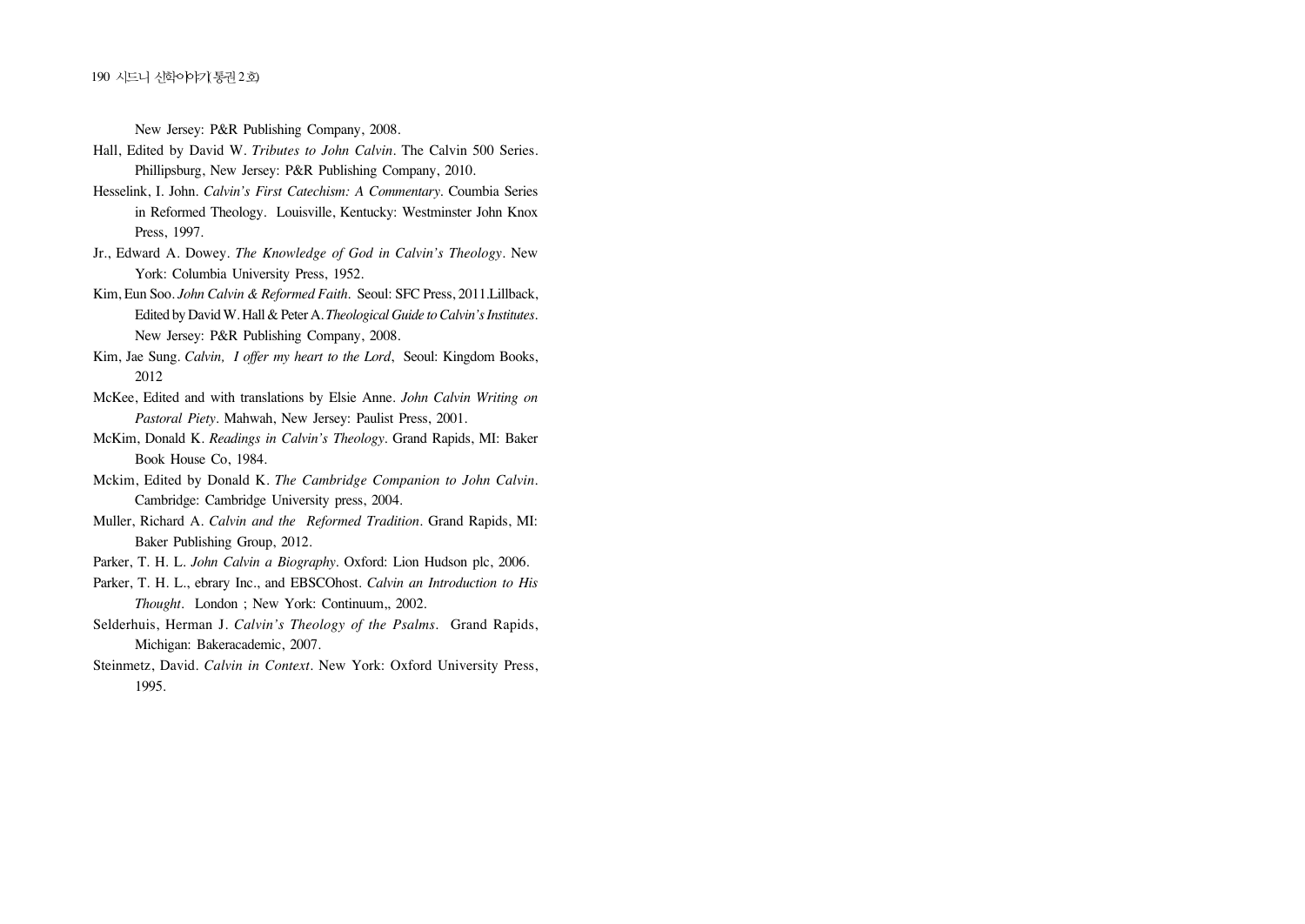New Jersey: P&R Publishing Company, 2008.

Hall, Edited by David W. *Tributes to John Calvin*. The Calvin 500 Series. Phillipsburg, New Jersey: P&R Publishing Company, 2010.

Hesselink, I. John. *Calvin's First Catechism: A Commentary*. Coumbia Series in Reformed Theology. Louisville, Kentucky: Westminster John Knox Press, 1997.

Jr., Edward A. Dowey. *The Knowledge of God in Calvin's Theology*. New York: Columbia University Press, 1952.

Kim, Eun Soo. *John Calvin & Reformed Faith*. Seoul: SFC Press, 2011.Lillback, Edited by David W. Hall & Peter A. *Theological Guide to Calvin's Institutes*. New Jersey: P&R Publishing Company, 2008.

Kim, Jae Sung. *Calvin, I offer my heart to the Lord*, Seoul: Kingdom Books, 2012

McKee, Edited and with translations by Elsie Anne. *John Calvin Writing on Pastoral Piety*. Mahwah, New Jersey: Paulist Press, 2001.

McKim, Donald K. *Readings in Calvin's Theology*. Grand Rapids, MI: Baker Book House Co, 1984.

Mckim, Edited by Donald K. *The Cambridge Companion to John Calvin*. Cambridge: Cambridge University press, 2004.

Muller, Richard A. *Calvin and the Reformed Tradition*. Grand Rapids, MI: Baker Publishing Group, 2012.

Parker, T. H. L. *John Calvin a Biography*. Oxford: Lion Hudson plc, 2006.

Parker, T. H. L., ebrary Inc., and EBSCOhost. *Calvin an Introduction to His Thought*. London ; New York: Continuum,, 2002.

Selderhuis, Herman J. *Calvin's Theology of the Psalms*. Grand Rapids, Michigan: Bakeracademic, 2007.

Steinmetz, David. *Calvin in Context*. New York: Oxford University Press, 1995.